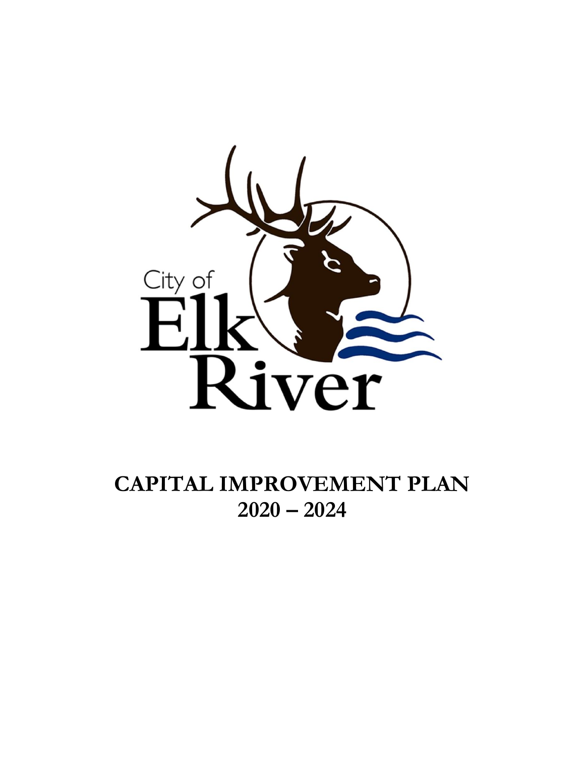City of Elk River

# CAPITAL IMPROVEMENT PLAN
# 2020 – 2024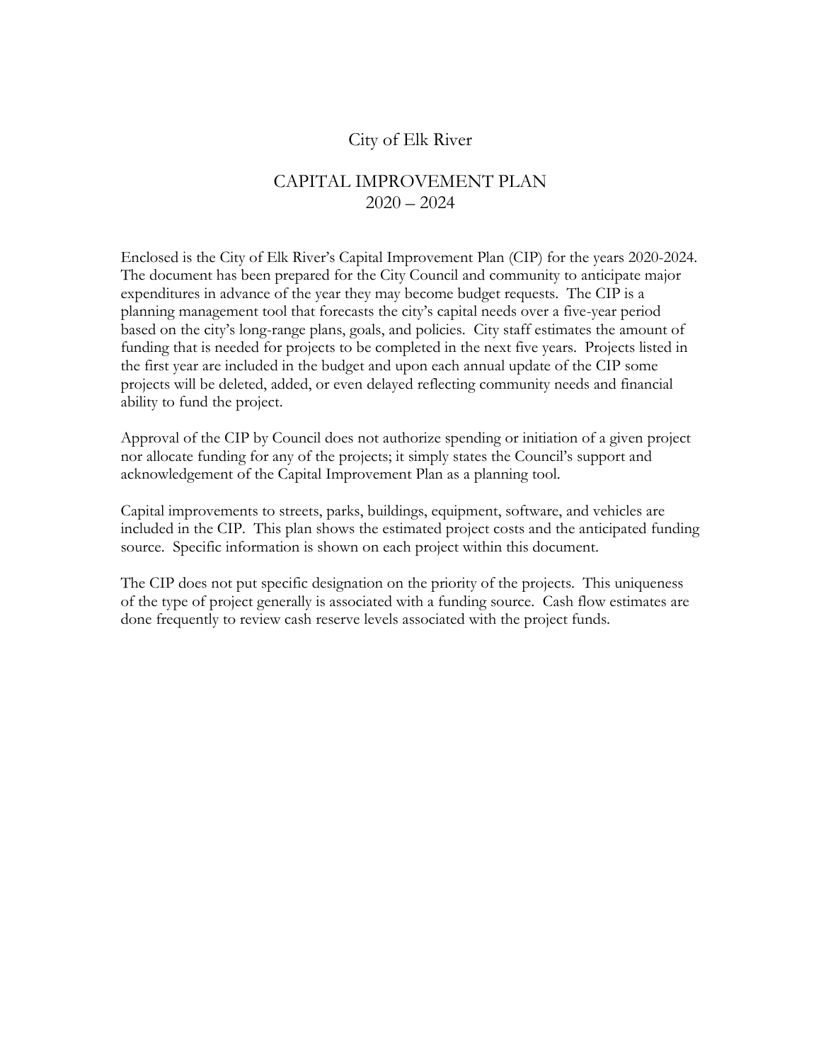# City of Elk River

## CAPITAL IMPROVEMENT PLAN
## 2020 – 2024

Enclosed is the City of Elk River's Capital Improvement Plan (CIP) for the years 2020-2024. The document has been prepared for the City Council and community to anticipate major expenditures in advance of the year they may become budget requests. The CIP is a planning management tool that forecasts the city's capital needs over a five-year period based on the city's long-range plans, goals, and policies. City staff estimates the amount of funding that is needed for projects to be completed in the next five years. Projects listed in the first year are included in the budget and upon each annual update of the CIP some projects will be deleted, added, or even delayed reflecting community needs and financial ability to fund the project.

Approval of the CIP by Council does not authorize spending or initiation of a given project nor allocate funding for any of the projects; it simply states the Council's support and acknowledgement of the Capital Improvement Plan as a planning tool.

Capital improvements to streets, parks, buildings, equipment, software, and vehicles are included in the CIP. This plan shows the estimated project costs and the anticipated funding source. Specific information is shown on each project within this document.

The CIP does not put specific designation on the priority of the projects. This uniqueness of the type of project generally is associated with a funding source. Cash flow estimates are done frequently to review cash reserve levels associated with the project funds.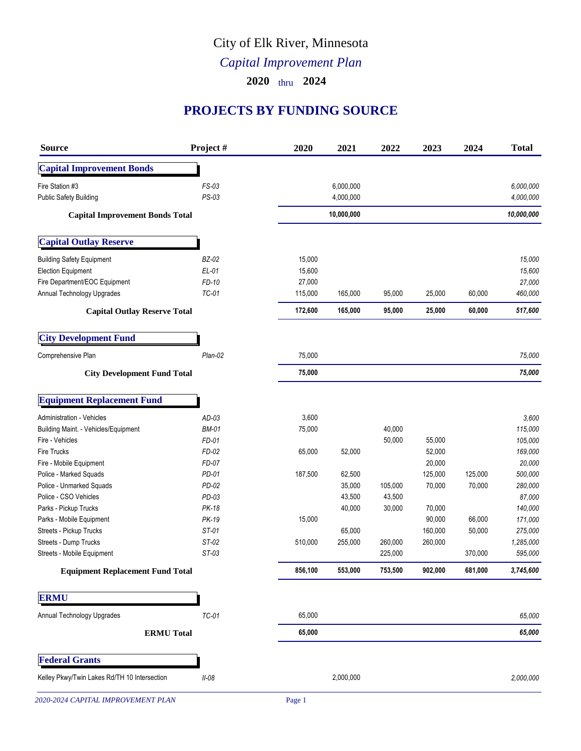# City of Elk River, Minnesota

## *Capital Improvement Plan*

**2020** thru **2024**

## PROJECTS BY FUNDING SOURCE

| Source | Project # | 2020 | 2021 | 2022 | 2023 | 2024 | Total |
|---|---|---|---|---|---|---|---|
| **Capital Improvement Bonds** | | | | | | | |
| Fire Station #3 | FS-03 | | 6,000,000 | | | | 6,000,000 |
| Public Safety Building | PS-03 | | 4,000,000 | | | | 4,000,000 |
| **Capital Improvement Bonds Total** | | | **10,000,000** | | | | **10,000,000** |
| **Capital Outlay Reserve** | | | | | | | |
| Building Safety Equipment | BZ-02 | 15,000 | | | | | 15,000 |
| Election Equipment | EL-01 | 15,600 | | | | | 15,600 |
| Fire Department/EOC Equipment | FD-10 | 27,000 | | | | | 27,000 |
| Annual Technology Upgrades | TC-01 | 115,000 | 165,000 | 95,000 | 25,000 | 60,000 | 460,000 |
| **Capital Outlay Reserve Total** | | **172,600** | **165,000** | **95,000** | **25,000** | **60,000** | **517,600** |
| **City Development Fund** | | | | | | | |
| Comprehensive Plan | Plan-02 | 75,000 | | | | | 75,000 |
| **City Development Fund Total** | | **75,000** | | | | | **75,000** |
| **Equipment Replacement Fund** | | | | | | | |
| Administration - Vehicles | AD-03 | 3,600 | | | | | 3,600 |
| Building Maint. - Vehicles/Equipment | BM-01 | 75,000 | | 40,000 | | | 115,000 |
| Fire - Vehicles | FD-01 | | | 50,000 | 55,000 | | 105,000 |
| Fire Trucks | FD-02 | 65,000 | 52,000 | | 52,000 | | 169,000 |
| Fire - Mobile Equipment | FD-07 | | | | 20,000 | | 20,000 |
| Police - Marked Squads | PD-01 | 187,500 | 62,500 | | 125,000 | 125,000 | 500,000 |
| Police - Unmarked Squads | PD-02 | | 35,000 | 105,000 | 70,000 | 70,000 | 280,000 |
| Police - CSO Vehicles | PD-03 | | 43,500 | 43,500 | | | 87,000 |
| Parks - Pickup Trucks | PK-18 | | 40,000 | 30,000 | 70,000 | | 140,000 |
| Parks - Mobile Equipment | PK-19 | 15,000 | | | 90,000 | 66,000 | 171,000 |
| Streets - Pickup Trucks | ST-01 | | 65,000 | | 160,000 | 50,000 | 275,000 |
| Streets - Dump Trucks | ST-02 | 510,000 | 255,000 | 260,000 | 260,000 | | 1,285,000 |
| Streets - Mobile Equipment | ST-03 | | | 225,000 | | 370,000 | 595,000 |
| **Equipment Replacement Fund Total** | | **856,100** | **553,000** | **753,500** | **902,000** | **681,000** | **3,745,600** |
| **ERMU** | | | | | | | |
| Annual Technology Upgrades | TC-01 | 65,000 | | | | | 65,000 |
| **ERMU Total** | | **65,000** | | | | | **65,000** |
| **Federal Grants** | | | | | | | |
| Kelley Pkwy/Twin Lakes Rd/TH 10 Intersection | II-08 | | 2,000,000 | | | | 2,000,000 |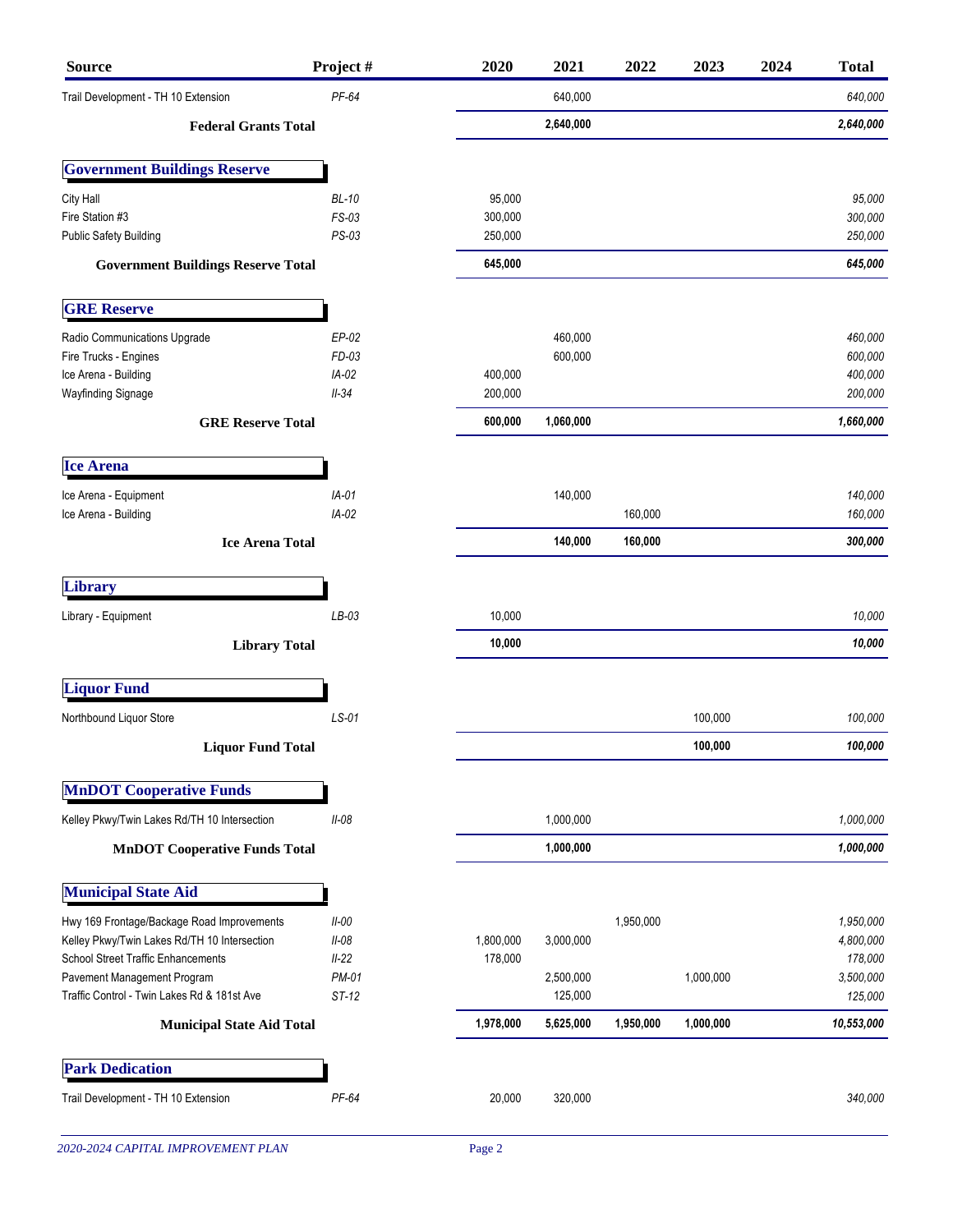| Source | Project # | 2020 | 2021 | 2022 | 2023 | 2024 | Total |
|---|---|---|---|---|---|---|---|
| Trail Development - TH 10 Extension | *PF-64* | | 640,000 | | | | *640,000* |
| **Federal Grants Total** | | | **2,640,000** | | | | ***2,640,000*** |
| **Government Buildings Reserve** | | | | | | | |
| City Hall | *BL-10* | 95,000 | | | | | *95,000* |
| Fire Station #3 | *FS-03* | 300,000 | | | | | *300,000* |
| Public Safety Building | *PS-03* | 250,000 | | | | | *250,000* |
| **Government Buildings Reserve Total** | | **645,000** | | | | | ***645,000*** |
| **GRE Reserve** | | | | | | | |
| Radio Communications Upgrade | *EP-02* | | 460,000 | | | | *460,000* |
| Fire Trucks - Engines | *FD-03* | | 600,000 | | | | *600,000* |
| Ice Arena - Building | *IA-02* | 400,000 | | | | | *400,000* |
| Wayfinding Signage | *II-34* | 200,000 | | | | | *200,000* |
| **GRE Reserve Total** | | **600,000** | **1,060,000** | | | | ***1,660,000*** |
| **Ice Arena** | | | | | | | |
| Ice Arena - Equipment | *IA-01* | | 140,000 | | | | *140,000* |
| Ice Arena - Building | *IA-02* | | | 160,000 | | | *160,000* |
| **Ice Arena Total** | | | **140,000** | **160,000** | | | ***300,000*** |
| **Library** | | | | | | | |
| Library - Equipment | *LB-03* | 10,000 | | | | | *10,000* |
| **Library Total** | | **10,000** | | | | | ***10,000*** |
| **Liquor Fund** | | | | | | | |
| Northbound Liquor Store | *LS-01* | | | | 100,000 | | *100,000* |
| **Liquor Fund Total** | | | | | **100,000** | | ***100,000*** |
| **MnDOT Cooperative Funds** | | | | | | | |
| Kelley Pkwy/Twin Lakes Rd/TH 10 Intersection | *II-08* | | 1,000,000 | | | | *1,000,000* |
| **MnDOT Cooperative Funds Total** | | | **1,000,000** | | | | ***1,000,000*** |
| **Municipal State Aid** | | | | | | | |
| Hwy 169 Frontage/Backage Road Improvements | *II-00* | | | 1,950,000 | | | *1,950,000* |
| Kelley Pkwy/Twin Lakes Rd/TH 10 Intersection | *II-08* | 1,800,000 | 3,000,000 | | | | *4,800,000* |
| School Street Traffic Enhancements | *II-22* | 178,000 | | | | | *178,000* |
| Pavement Management Program | *PM-01* | | 2,500,000 | | 1,000,000 | | *3,500,000* |
| Traffic Control - Twin Lakes Rd & 181st Ave | *ST-12* | | 125,000 | | | | *125,000* |
| **Municipal State Aid Total** | | **1,978,000** | **5,625,000** | **1,950,000** | **1,000,000** | | ***10,553,000*** |
| **Park Dedication** | | | | | | | |
| Trail Development - TH 10 Extension | *PF-64* | 20,000 | 320,000 | | | | *340,000* |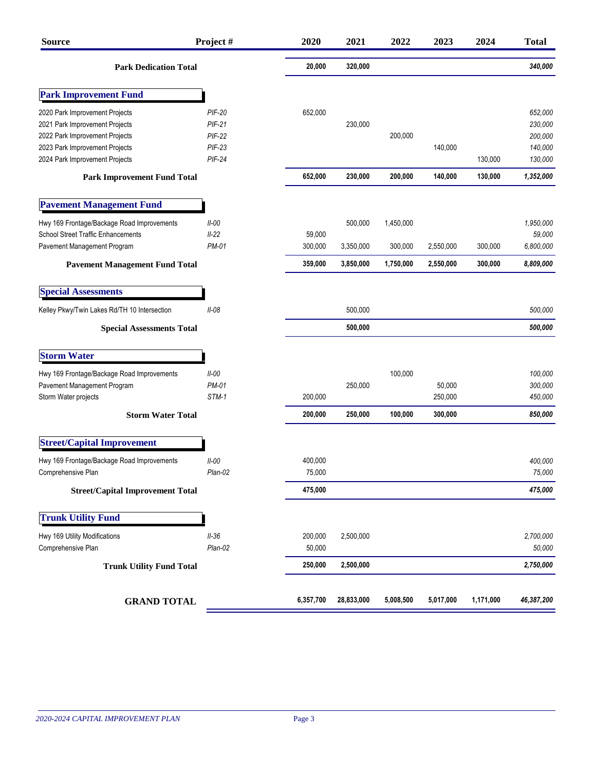| Source | Project # | 2020 | 2021 | 2022 | 2023 | 2024 | Total |
|---|---|---|---|---|---|---|---|
| **Park Dedication Total** | | **20,000** | **320,000** | | | | ***340,000*** |
| **Park Improvement Fund** | | | | | | | |
| 2020 Park Improvement Projects | *PIF-20* | 652,000 | | | | | *652,000* |
| 2021 Park Improvement Projects | *PIF-21* | | 230,000 | | | | *230,000* |
| 2022 Park Improvement Projects | *PIF-22* | | | 200,000 | | | *200,000* |
| 2023 Park Improvement Projects | *PIF-23* | | | | 140,000 | | *140,000* |
| 2024 Park Improvement Projects | *PIF-24* | | | | | 130,000 | *130,000* |
| **Park Improvement Fund Total** | | **652,000** | **230,000** | **200,000** | **140,000** | **130,000** | ***1,352,000*** |
| **Pavement Management Fund** | | | | | | | |
| Hwy 169 Frontage/Backage Road Improvements | *II-00* | | 500,000 | 1,450,000 | | | *1,950,000* |
| School Street Traffic Enhancements | *II-22* | 59,000 | | | | | *59,000* |
| Pavement Management Program | *PM-01* | 300,000 | 3,350,000 | 300,000 | 2,550,000 | 300,000 | *6,800,000* |
| **Pavement Management Fund Total** | | **359,000** | **3,850,000** | **1,750,000** | **2,550,000** | **300,000** | ***8,809,000*** |
| **Special Assessments** | | | | | | | |
| Kelley Pkwy/Twin Lakes Rd/TH 10 Intersection | *II-08* | | 500,000 | | | | *500,000* |
| **Special Assessments Total** | | | **500,000** | | | | ***500,000*** |
| **Storm Water** | | | | | | | |
| Hwy 169 Frontage/Backage Road Improvements | *II-00* | | | 100,000 | | | *100,000* |
| Pavement Management Program | *PM-01* | | 250,000 | | 50,000 | | *300,000* |
| Storm Water projects | *STM-1* | 200,000 | | | 250,000 | | *450,000* |
| **Storm Water Total** | | **200,000** | **250,000** | **100,000** | **300,000** | | ***850,000*** |
| **Street/Capital Improvement** | | | | | | | |
| Hwy 169 Frontage/Backage Road Improvements | *II-00* | 400,000 | | | | | *400,000* |
| Comprehensive Plan | *Plan-02* | 75,000 | | | | | *75,000* |
| **Street/Capital Improvement Total** | | **475,000** | | | | | ***475,000*** |
| **Trunk Utility Fund** | | | | | | | |
| Hwy 169 Utility Modifications | *II-36* | 200,000 | 2,500,000 | | | | *2,700,000* |
| Comprehensive Plan | *Plan-02* | 50,000 | | | | | *50,000* |
| **Trunk Utility Fund Total** | | **250,000** | **2,500,000** | | | | ***2,750,000*** |
| **GRAND TOTAL** | | **6,357,700** | **28,833,000** | **5,008,500** | **5,017,000** | **1,171,000** | ***46,387,200*** |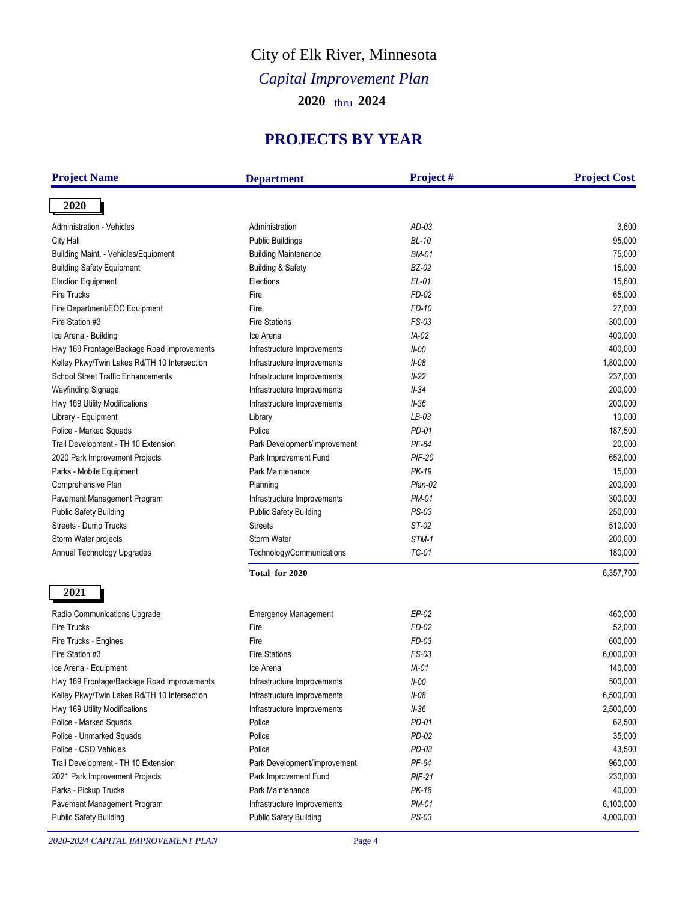# City of Elk River, Minnesota

## *Capital Improvement Plan*

### 2020 thru 2024

## PROJECTS BY YEAR

| Project Name | Department | Project # | Project Cost |
|---|---|---|---|
| **2020** | | | |
| Administration - Vehicles | Administration | *AD-03* | 3,600 |
| City Hall | Public Buildings | *BL-10* | 95,000 |
| Building Maint. - Vehicles/Equipment | Building Maintenance | *BM-01* | 75,000 |
| Building Safety Equipment | Building & Safety | *BZ-02* | 15,000 |
| Election Equipment | Elections | *EL-01* | 15,600 |
| Fire Trucks | Fire | *FD-02* | 65,000 |
| Fire Department/EOC Equipment | Fire | *FD-10* | 27,000 |
| Fire Station #3 | Fire Stations | *FS-03* | 300,000 |
| Ice Arena - Building | Ice Arena | *IA-02* | 400,000 |
| Hwy 169 Frontage/Backage Road Improvements | Infrastructure Improvements | *II-00* | 400,000 |
| Kelley Pkwy/Twin Lakes Rd/TH 10 Intersection | Infrastructure Improvements | *II-08* | 1,800,000 |
| School Street Traffic Enhancements | Infrastructure Improvements | *II-22* | 237,000 |
| Wayfinding Signage | Infrastructure Improvements | *II-34* | 200,000 |
| Hwy 169 Utility Modifications | Infrastructure Improvements | *II-36* | 200,000 |
| Library - Equipment | Library | *LB-03* | 10,000 |
| Police - Marked Squads | Police | *PD-01* | 187,500 |
| Trail Development - TH 10 Extension | Park Development/Improvement | *PF-64* | 20,000 |
| 2020 Park Improvement Projects | Park Improvement Fund | *PIF-20* | 652,000 |
| Parks - Mobile Equipment | Park Maintenance | *PK-19* | 15,000 |
| Comprehensive Plan | Planning | *Plan-02* | 200,000 |
| Pavement Management Program | Infrastructure Improvements | *PM-01* | 300,000 |
| Public Safety Building | Public Safety Building | *PS-03* | 250,000 |
| Streets - Dump Trucks | Streets | *ST-02* | 510,000 |
| Storm Water projects | Storm Water | *STM-1* | 200,000 |
| Annual Technology Upgrades | Technology/Communications | *TC-01* | 180,000 |
| | **Total for 2020** | | 6,357,700 |
| **2021** | | | |
| Radio Communications Upgrade | Emergency Management | *EP-02* | 460,000 |
| Fire Trucks | Fire | *FD-02* | 52,000 |
| Fire Trucks - Engines | Fire | *FD-03* | 600,000 |
| Fire Station #3 | Fire Stations | *FS-03* | 6,000,000 |
| Ice Arena - Equipment | Ice Arena | *IA-01* | 140,000 |
| Hwy 169 Frontage/Backage Road Improvements | Infrastructure Improvements | *II-00* | 500,000 |
| Kelley Pkwy/Twin Lakes Rd/TH 10 Intersection | Infrastructure Improvements | *II-08* | 6,500,000 |
| Hwy 169 Utility Modifications | Infrastructure Improvements | *II-36* | 2,500,000 |
| Police - Marked Squads | Police | *PD-01* | 62,500 |
| Police - Unmarked Squads | Police | *PD-02* | 35,000 |
| Police - CSO Vehicles | Police | *PD-03* | 43,500 |
| Trail Development - TH 10 Extension | Park Development/Improvement | *PF-64* | 960,000 |
| 2021 Park Improvement Projects | Park Improvement Fund | *PIF-21* | 230,000 |
| Parks - Pickup Trucks | Park Maintenance | *PK-18* | 40,000 |
| Pavement Management Program | Infrastructure Improvements | *PM-01* | 6,100,000 |
| Public Safety Building | Public Safety Building | *PS-03* | 4,000,000 |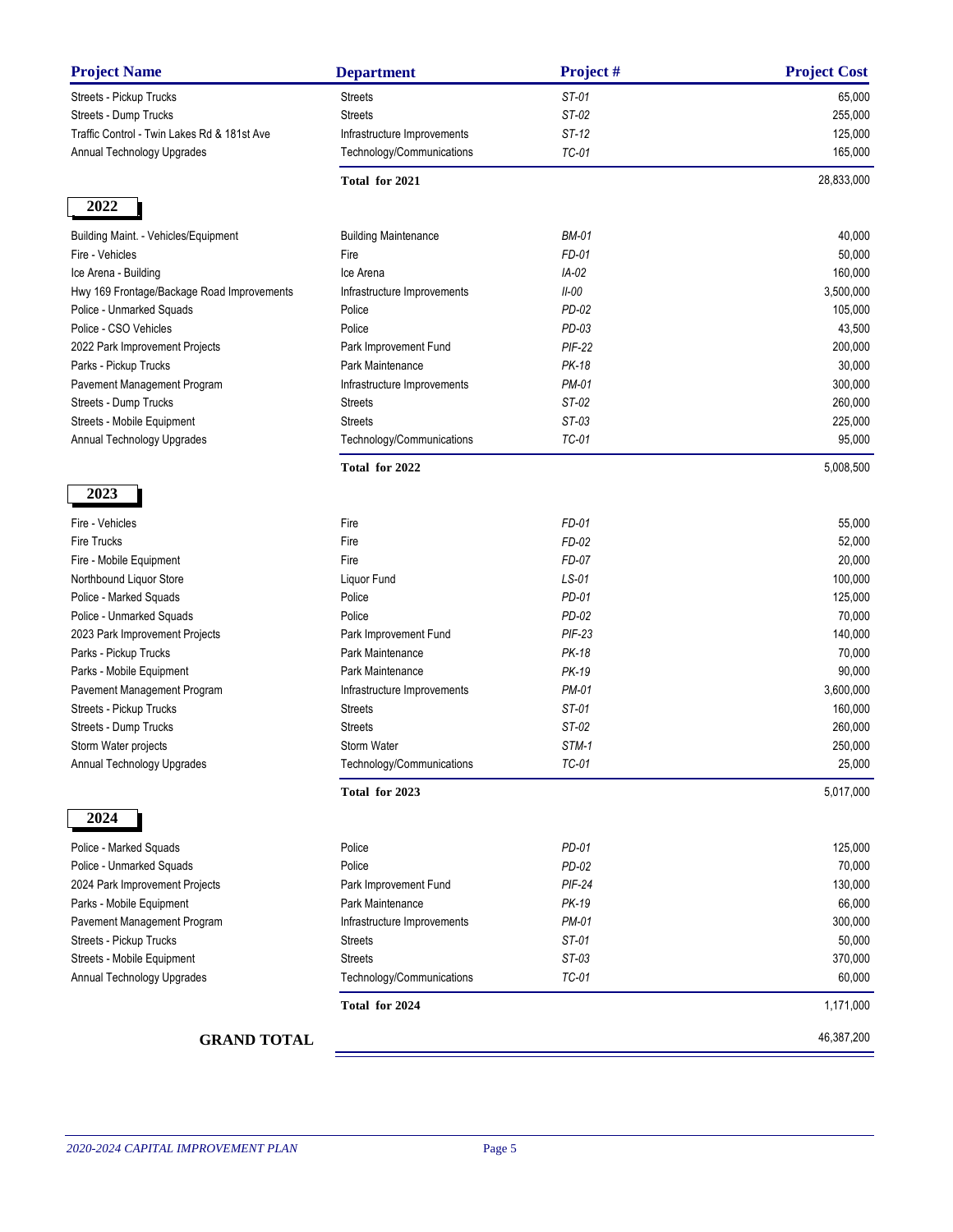| Project Name | Department | Project # | Project Cost |
|---|---|---|---|
| Streets - Pickup Trucks | Streets | ST-01 | 65,000 |
| Streets - Dump Trucks | Streets | ST-02 | 255,000 |
| Traffic Control - Twin Lakes Rd & 181st Ave | Infrastructure Improvements | ST-12 | 125,000 |
| Annual Technology Upgrades | Technology/Communications | TC-01 | 165,000 |
| | **Total for 2021** | | 28,833,000 |
| **2022** | | | |
| Building Maint. - Vehicles/Equipment | Building Maintenance | BM-01 | 40,000 |
| Fire - Vehicles | Fire | FD-01 | 50,000 |
| Ice Arena - Building | Ice Arena | IA-02 | 160,000 |
| Hwy 169 Frontage/Backage Road Improvements | Infrastructure Improvements | II-00 | 3,500,000 |
| Police - Unmarked Squads | Police | PD-02 | 105,000 |
| Police - CSO Vehicles | Police | PD-03 | 43,500 |
| 2022 Park Improvement Projects | Park Improvement Fund | PIF-22 | 200,000 |
| Parks - Pickup Trucks | Park Maintenance | PK-18 | 30,000 |
| Pavement Management Program | Infrastructure Improvements | PM-01 | 300,000 |
| Streets - Dump Trucks | Streets | ST-02 | 260,000 |
| Streets - Mobile Equipment | Streets | ST-03 | 225,000 |
| Annual Technology Upgrades | Technology/Communications | TC-01 | 95,000 |
| | **Total for 2022** | | 5,008,500 |
| **2023** | | | |
| Fire - Vehicles | Fire | FD-01 | 55,000 |
| Fire Trucks | Fire | FD-02 | 52,000 |
| Fire - Mobile Equipment | Fire | FD-07 | 20,000 |
| Northbound Liquor Store | Liquor Fund | LS-01 | 100,000 |
| Police - Marked Squads | Police | PD-01 | 125,000 |
| Police - Unmarked Squads | Police | PD-02 | 70,000 |
| 2023 Park Improvement Projects | Park Improvement Fund | PIF-23 | 140,000 |
| Parks - Pickup Trucks | Park Maintenance | PK-18 | 70,000 |
| Parks - Mobile Equipment | Park Maintenance | PK-19 | 90,000 |
| Pavement Management Program | Infrastructure Improvements | PM-01 | 3,600,000 |
| Streets - Pickup Trucks | Streets | ST-01 | 160,000 |
| Streets - Dump Trucks | Streets | ST-02 | 260,000 |
| Storm Water projects | Storm Water | STM-1 | 250,000 |
| Annual Technology Upgrades | Technology/Communications | TC-01 | 25,000 |
| | **Total for 2023** | | 5,017,000 |
| **2024** | | | |
| Police - Marked Squads | Police | PD-01 | 125,000 |
| Police - Unmarked Squads | Police | PD-02 | 70,000 |
| 2024 Park Improvement Projects | Park Improvement Fund | PIF-24 | 130,000 |
| Parks - Mobile Equipment | Park Maintenance | PK-19 | 66,000 |
| Pavement Management Program | Infrastructure Improvements | PM-01 | 300,000 |
| Streets - Pickup Trucks | Streets | ST-01 | 50,000 |
| Streets - Mobile Equipment | Streets | ST-03 | 370,000 |
| Annual Technology Upgrades | Technology/Communications | TC-01 | 60,000 |
| | **Total for 2024** | | 1,171,000 |
| **GRAND TOTAL** | | | 46,387,200 |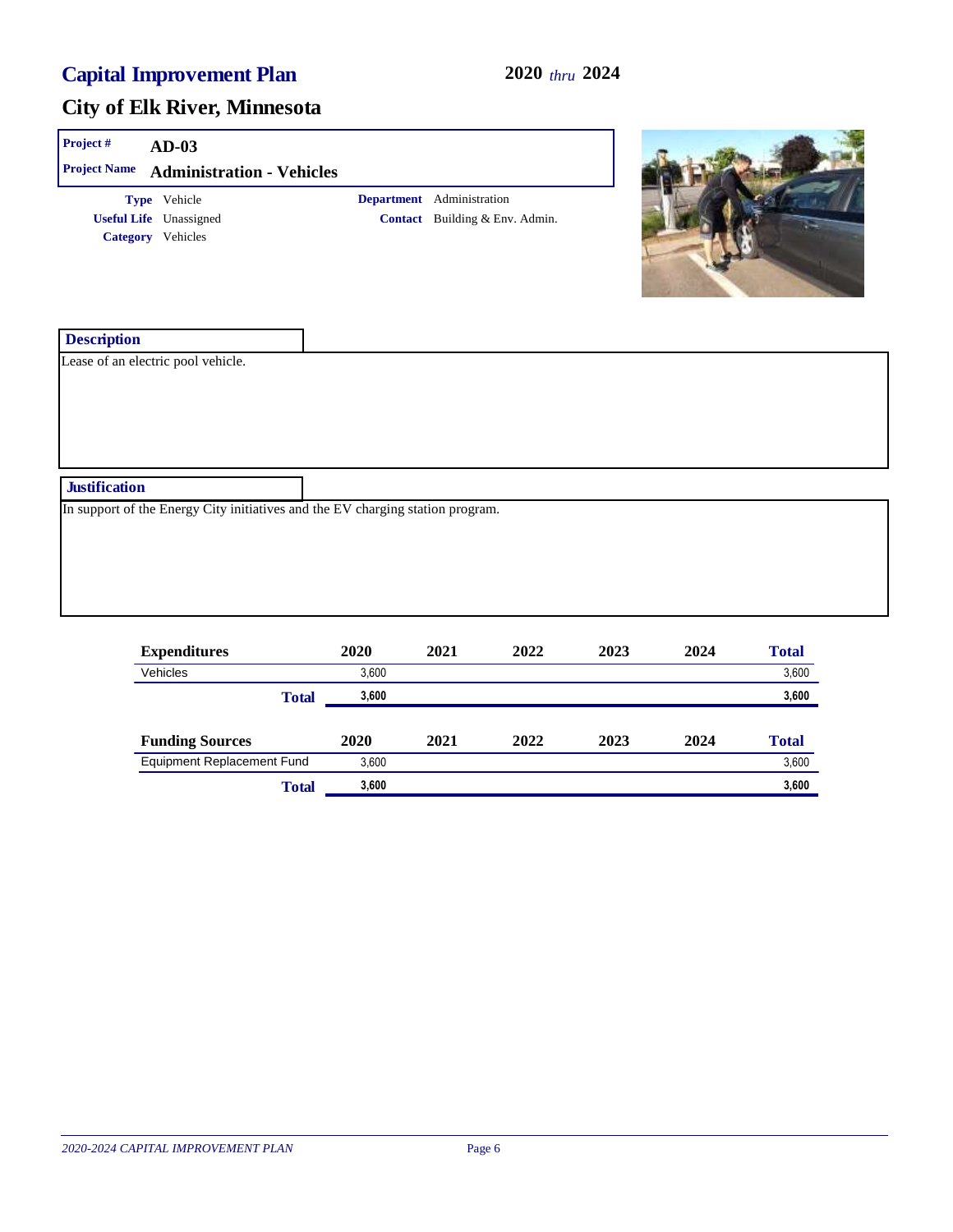# Capital Improvement Plan

**2020** *thru* **2024**

## City of Elk River, Minnesota

**Project #** AD-03

**Project Name** Administration - Vehicles

**Type** Vehicle
**Useful Life** Unassigned
**Category** Vehicles

**Department** Administration
**Contact** Building & Env. Admin.

### Description

Lease of an electric pool vehicle.

### Justification

In support of the Energy City initiatives and the EV charging station program.

| Expenditures | 2020 | 2021 | 2022 | 2023 | 2024 | Total |
|---|---|---|---|---|---|---|
| Vehicles | 3,600 | | | | | 3,600 |
| **Total** | **3,600** | | | | | **3,600** |

| Funding Sources | 2020 | 2021 | 2022 | 2023 | 2024 | Total |
|---|---|---|---|---|---|---|
| Equipment Replacement Fund | 3,600 | | | | | 3,600 |
| **Total** | **3,600** | | | | | **3,600** |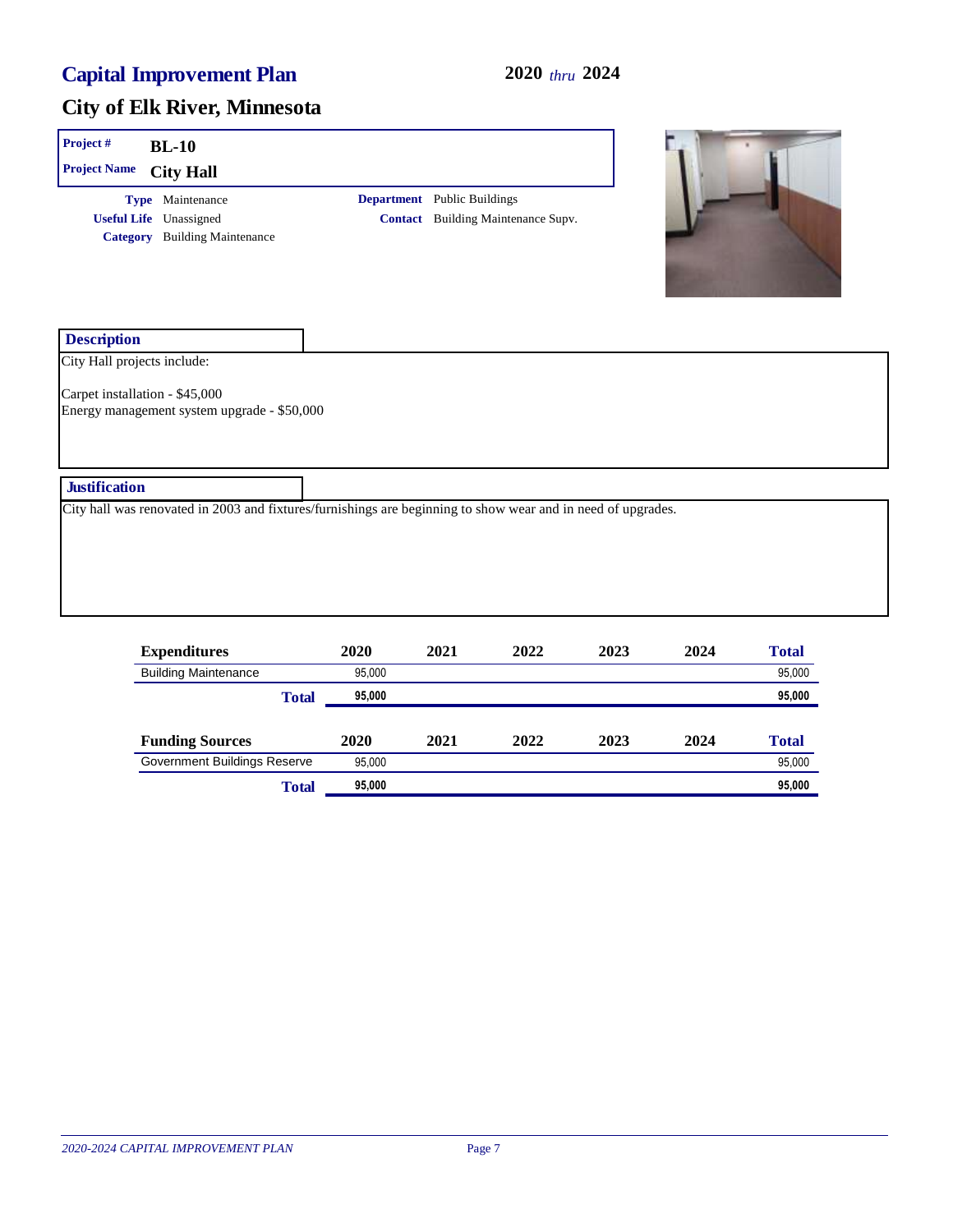# Capital Improvement Plan

**2020** *thru* **2024**

## City of Elk River, Minnesota

| | |
|---|---|
| **Project #** | **BL-10** |
| **Project Name** | **City Hall** |

**Type** Maintenance
**Useful Life** Unassigned
**Category** Building Maintenance

**Department** Public Buildings
**Contact** Building Maintenance Supv.

### Description

City Hall projects include:

Carpet installation - $45,000
Energy management system upgrade - $50,000

### Justification

City hall was renovated in 2003 and fixtures/furnishings are beginning to show wear and in need of upgrades.

| Expenditures | 2020 | 2021 | 2022 | 2023 | 2024 | Total |
|---|---|---|---|---|---|---|
| Building Maintenance | 95,000 | | | | | 95,000 |
| **Total** | **95,000** | | | | | **95,000** |

| Funding Sources | 2020 | 2021 | 2022 | 2023 | 2024 | Total |
|---|---|---|---|---|---|---|
| Government Buildings Reserve | 95,000 | | | | | 95,000 |
| **Total** | **95,000** | | | | | **95,000** |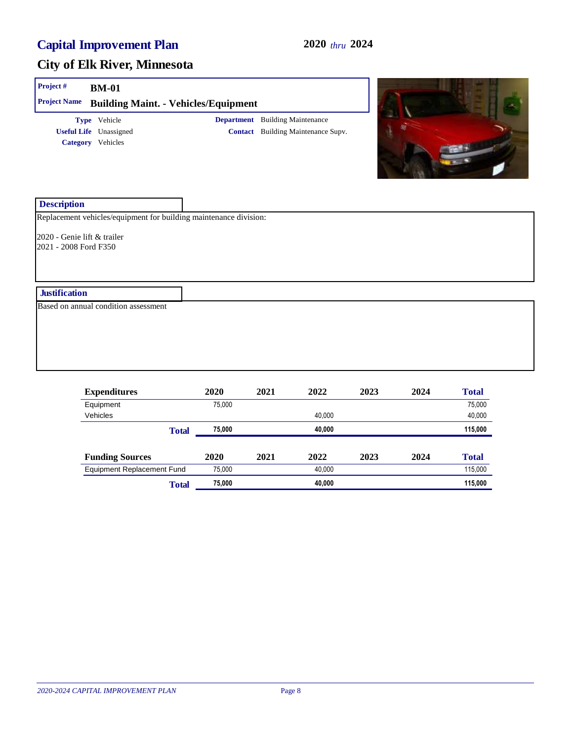# Capital Improvement Plan

**2020** *thru* **2024**

## City of Elk River, Minnesota

| | |
|---|---|
| **Project #** | **BM-01** |
| **Project Name** | **Building Maint. - Vehicles/Equipment** |

**Type** Vehicle
**Useful Life** Unassigned
**Category** Vehicles

**Department** Building Maintenance
**Contact** Building Maintenance Supv.

### Description

Replacement vehicles/equipment for building maintenance division:

2020 - Genie lift & trailer
2021 - 2008 Ford F350

### Justification

Based on annual condition assessment

| Expenditures | 2020 | 2021 | 2022 | 2023 | 2024 | Total |
|---|---|---|---|---|---|---|
| Equipment | 75,000 | | | | | 75,000 |
| Vehicles | | | 40,000 | | | 40,000 |
| **Total** | **75,000** | | **40,000** | | | **115,000** |

| Funding Sources | 2020 | 2021 | 2022 | 2023 | 2024 | Total |
|---|---|---|---|---|---|---|
| Equipment Replacement Fund | 75,000 | | 40,000 | | | 115,000 |
| **Total** | **75,000** | | **40,000** | | | **115,000** |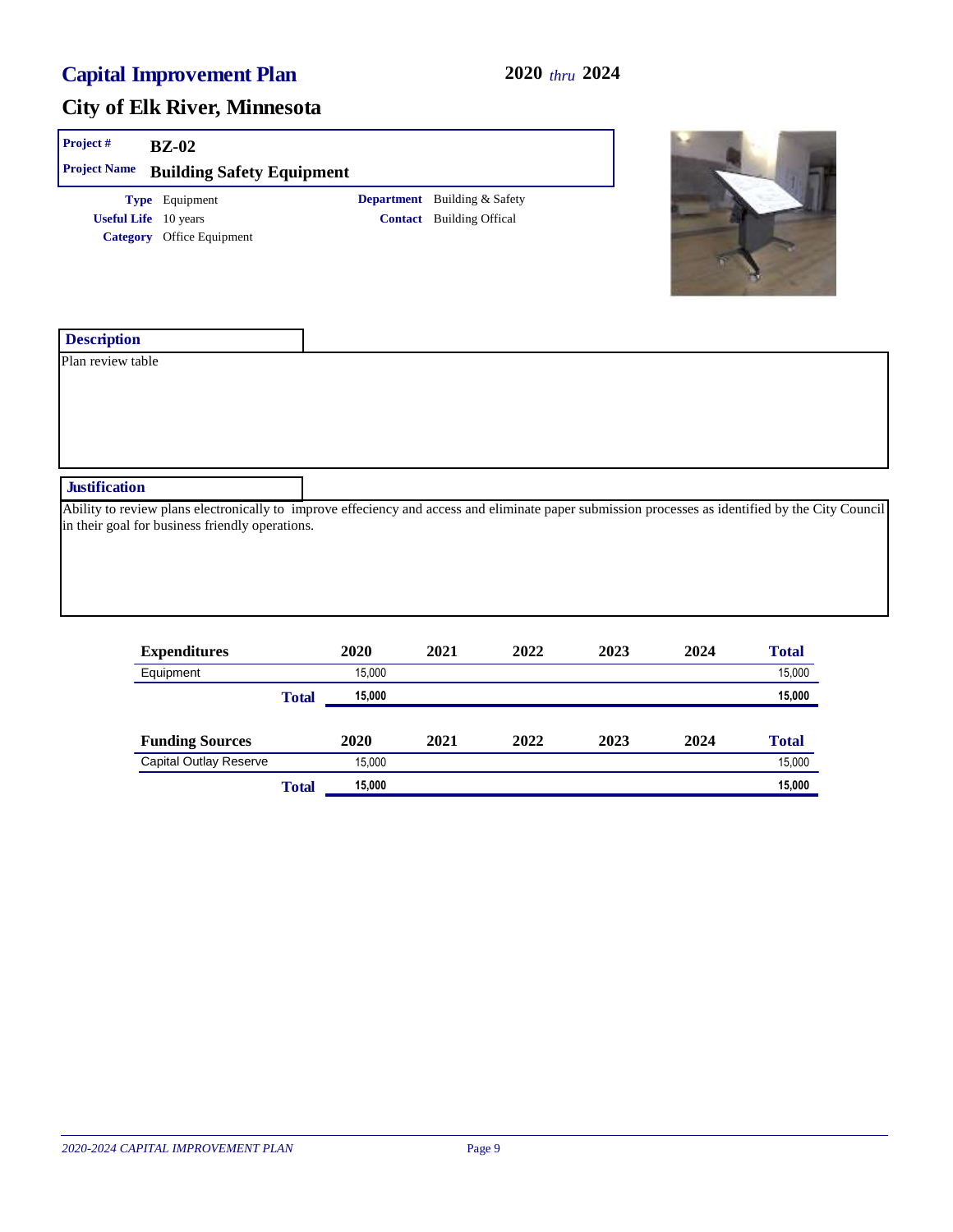# Capital Improvement Plan

**2020** *thru* **2024**

## City of Elk River, Minnesota

**Project #** BZ-02

**Project Name** Building Safety Equipment

**Type** Equipment

**Useful Life** 10 years

**Category** Office Equipment

**Department** Building & Safety

**Contact** Building Offical

### Description

Plan review table

### Justification

Ability to review plans electronically to improve effeciency and access and eliminate paper submission processes as identified by the City Council in their goal for business friendly operations.

| Expenditures | 2020 | 2021 | 2022 | 2023 | 2024 | Total |
|---|---|---|---|---|---|---|
| Equipment | 15,000 | | | | | 15,000 |
| **Total** | **15,000** | | | | | **15,000** |

| Funding Sources | 2020 | 2021 | 2022 | 2023 | 2024 | Total |
|---|---|---|---|---|---|---|
| Capital Outlay Reserve | 15,000 | | | | | 15,000 |
| **Total** | **15,000** | | | | | **15,000** |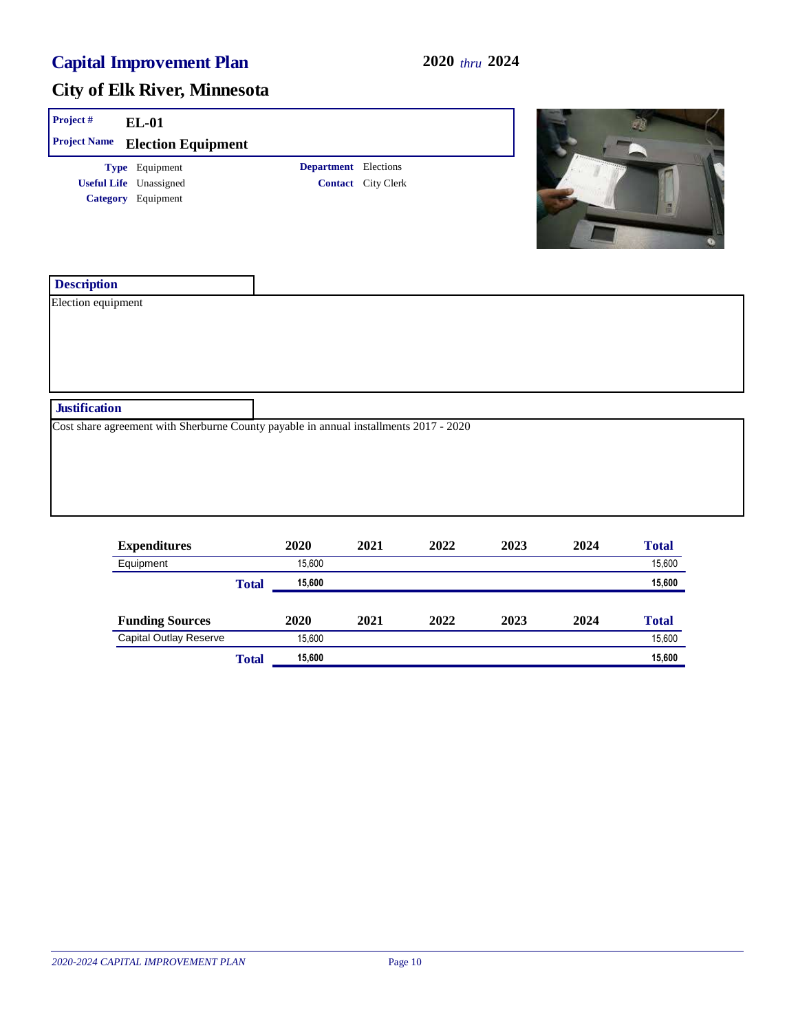# Capital Improvement Plan

**2020** *thru* **2024**

## City of Elk River, Minnesota

**Project #** EL-01

**Project Name** Election Equipment

**Type** Equipment
**Useful Life** Unassigned
**Category** Equipment

**Department** Elections
**Contact** City Clerk

### Description

Election equipment

### Justification

Cost share agreement with Sherburne County payable in annual installments 2017 - 2020

| Expenditures | 2020 | 2021 | 2022 | 2023 | 2024 | Total |
|---|---|---|---|---|---|---|
| Equipment | 15,600 | | | | | 15,600 |
| **Total** | **15,600** | | | | | **15,600** |

| Funding Sources | 2020 | 2021 | 2022 | 2023 | 2024 | Total |
|---|---|---|---|---|---|---|
| Capital Outlay Reserve | 15,600 | | | | | 15,600 |
| **Total** | **15,600** | | | | | **15,600** |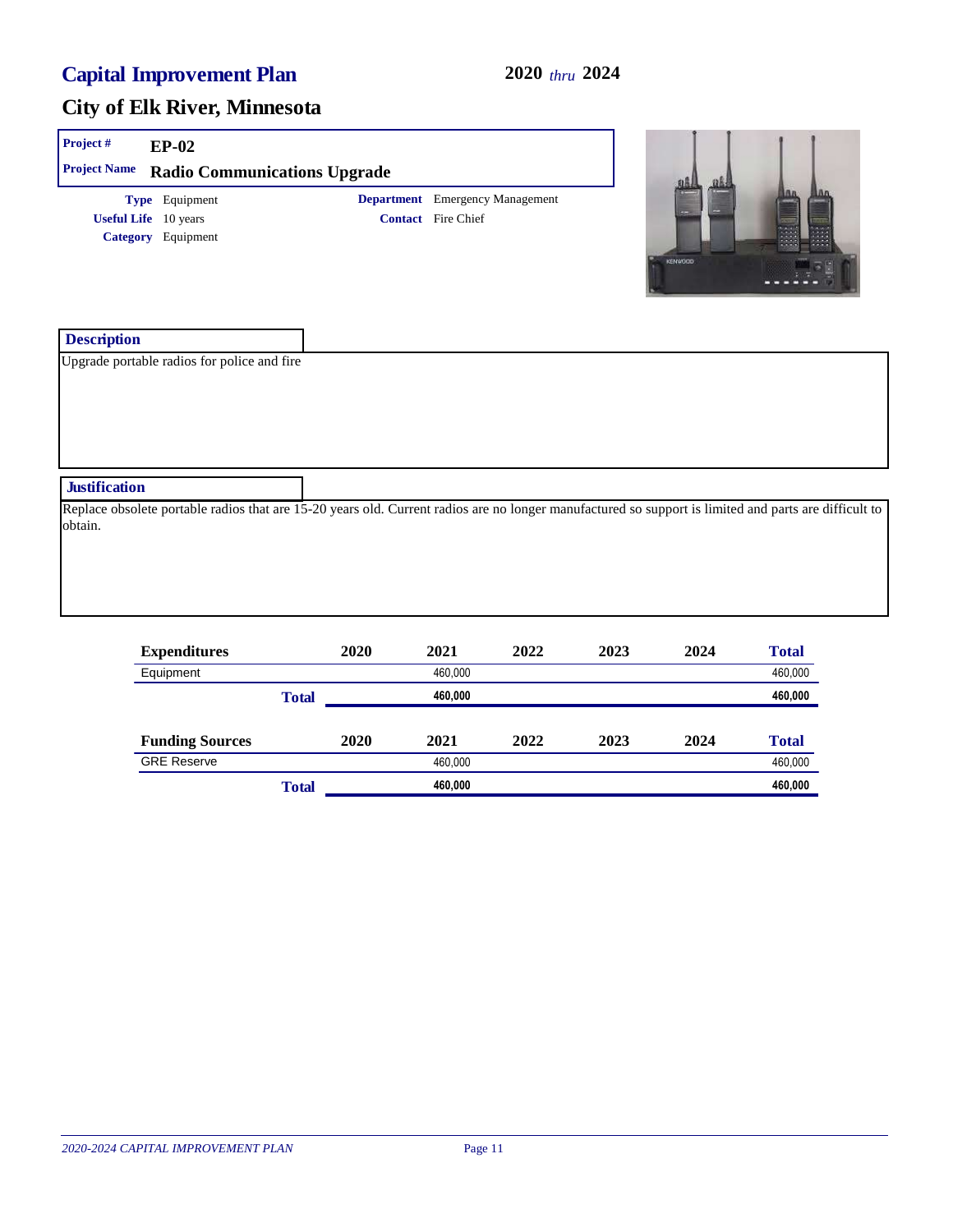# Capital Improvement Plan

**2020 *thru* 2024**

## City of Elk River, Minnesota

**Project #** EP-02

**Project Name** Radio Communications Upgrade

**Type** Equipment
**Useful Life** 10 years
**Category** Equipment

**Department** Emergency Management
**Contact** Fire Chief

### Description

Upgrade portable radios for police and fire

### Justification

Replace obsolete portable radios that are 15-20 years old. Current radios are no longer manufactured so support is limited and parts are difficult to obtain.

| Expenditures | 2020 | 2021 | 2022 | 2023 | 2024 | Total |
|---|---|---|---|---|---|---|
| Equipment | | 460,000 | | | | 460,000 |
| **Total** | | **460,000** | | | | **460,000** |

| Funding Sources | 2020 | 2021 | 2022 | 2023 | 2024 | Total |
|---|---|---|---|---|---|---|
| GRE Reserve | | 460,000 | | | | 460,000 |
| **Total** | | **460,000** | | | | **460,000** |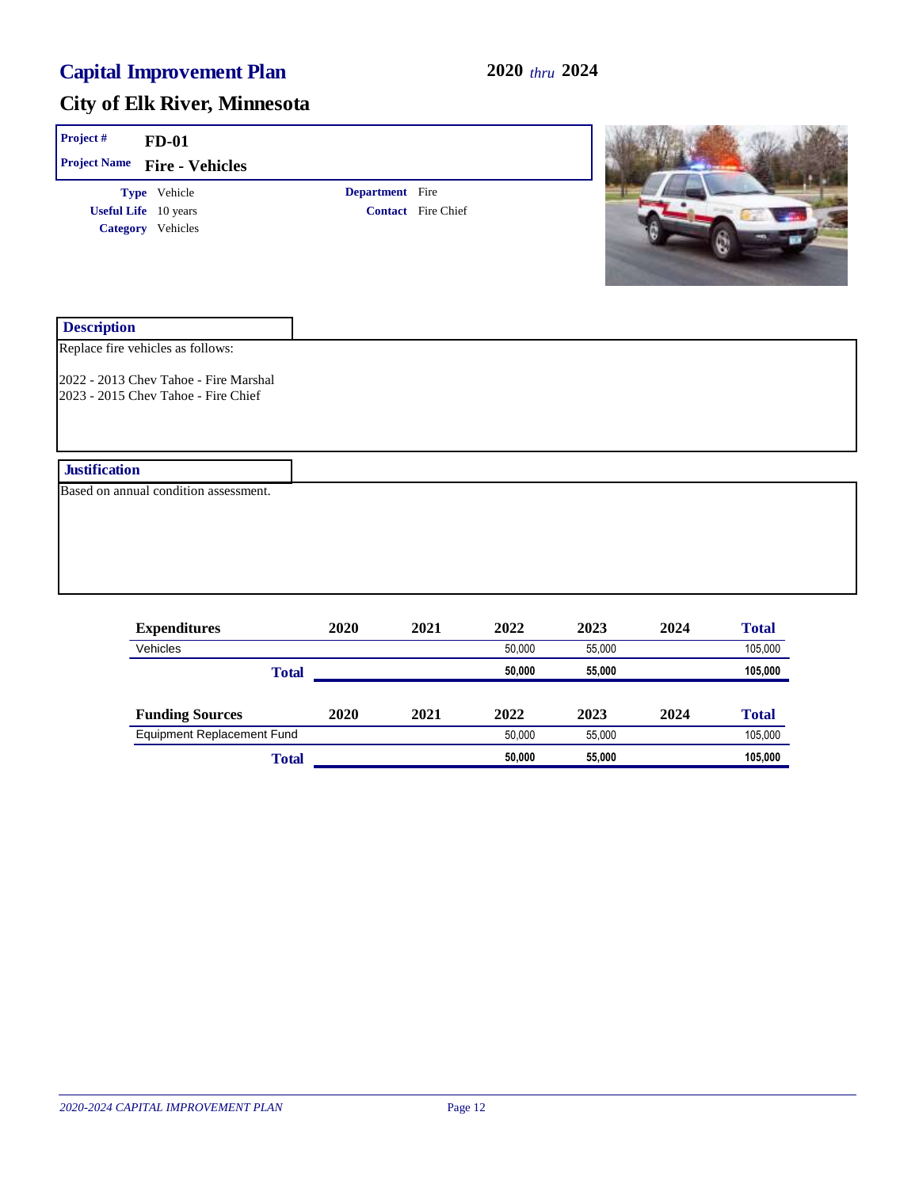# Capital Improvement Plan

**2020** *thru* **2024**

## City of Elk River, Minnesota

**Project #** FD-01

**Project Name** Fire - Vehicles

**Type** Vehicle

**Useful Life** 10 years

**Category** Vehicles

**Department** Fire

**Contact** Fire Chief

### Description

Replace fire vehicles as follows:

2022 - 2013 Chev Tahoe - Fire Marshal
2023 - 2015 Chev Tahoe - Fire Chief

### Justification

Based on annual condition assessment.

| Expenditures | 2020 | 2021 | 2022 | 2023 | 2024 | Total |
|---|---|---|---|---|---|---|
| Vehicles | | | 50,000 | 55,000 | | 105,000 |
| **Total** | | | **50,000** | **55,000** | | **105,000** |

| Funding Sources | 2020 | 2021 | 2022 | 2023 | 2024 | Total |
|---|---|---|---|---|---|---|
| Equipment Replacement Fund | | | 50,000 | 55,000 | | 105,000 |
| **Total** | | | **50,000** | **55,000** | | **105,000** |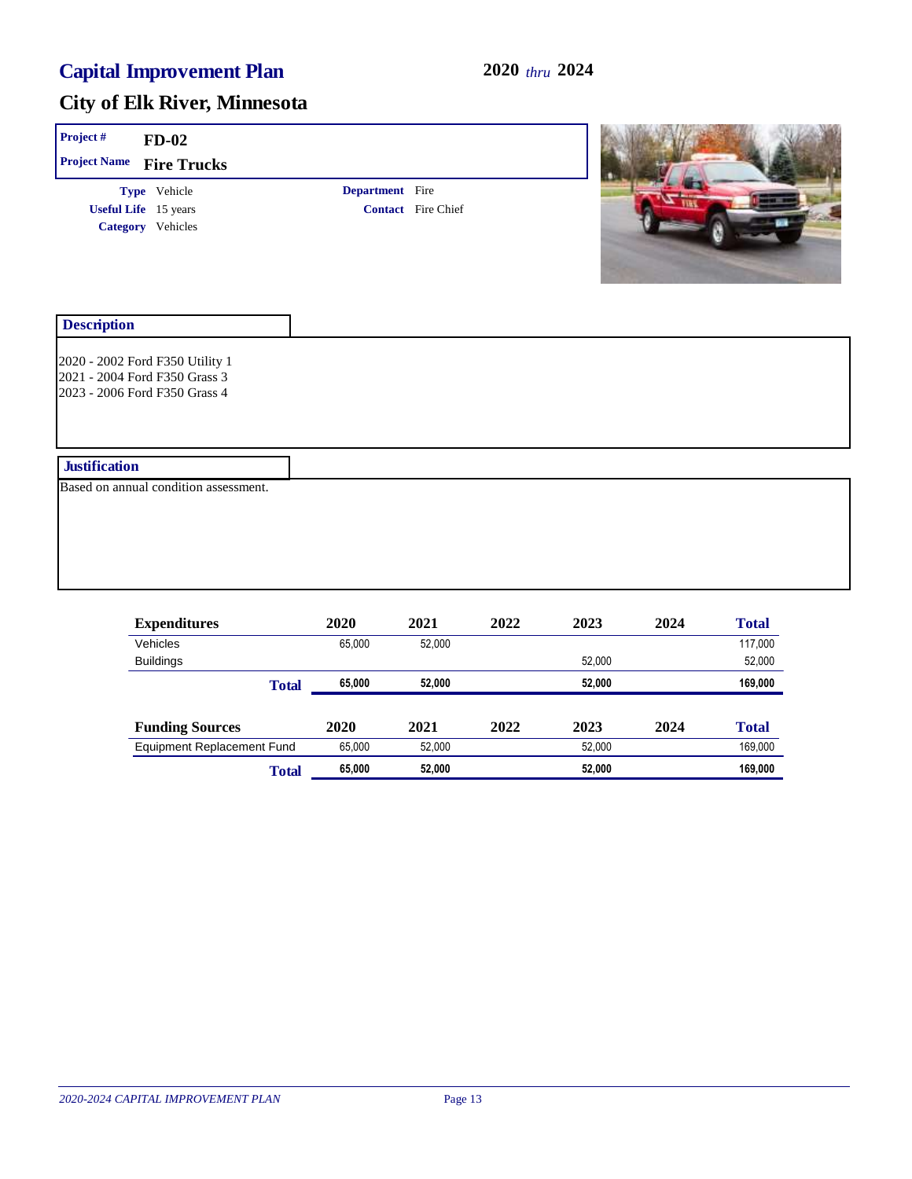# Capital Improvement Plan

**2020** *thru* **2024**

## City of Elk River, Minnesota

**Project #** FD-02

**Project Name** Fire Trucks

**Type** Vehicle

**Useful Life** 15 years

**Category** Vehicles

**Department** Fire

**Contact** Fire Chief

### Description

2020 - 2002 Ford F350 Utility 1
2021 - 2004 Ford F350 Grass 3
2023 - 2006 Ford F350 Grass 4

### Justification

Based on annual condition assessment.

| Expenditures | 2020 | 2021 | 2022 | 2023 | 2024 | Total |
|---|---|---|---|---|---|---|
| Vehicles | 65,000 | 52,000 | | | | 117,000 |
| Buildings | | | | 52,000 | | 52,000 |
| **Total** | **65,000** | **52,000** | | **52,000** | | **169,000** |

| Funding Sources | 2020 | 2021 | 2022 | 2023 | 2024 | Total |
|---|---|---|---|---|---|---|
| Equipment Replacement Fund | 65,000 | 52,000 | | 52,000 | | 169,000 |
| **Total** | **65,000** | **52,000** | | **52,000** | | **169,000** |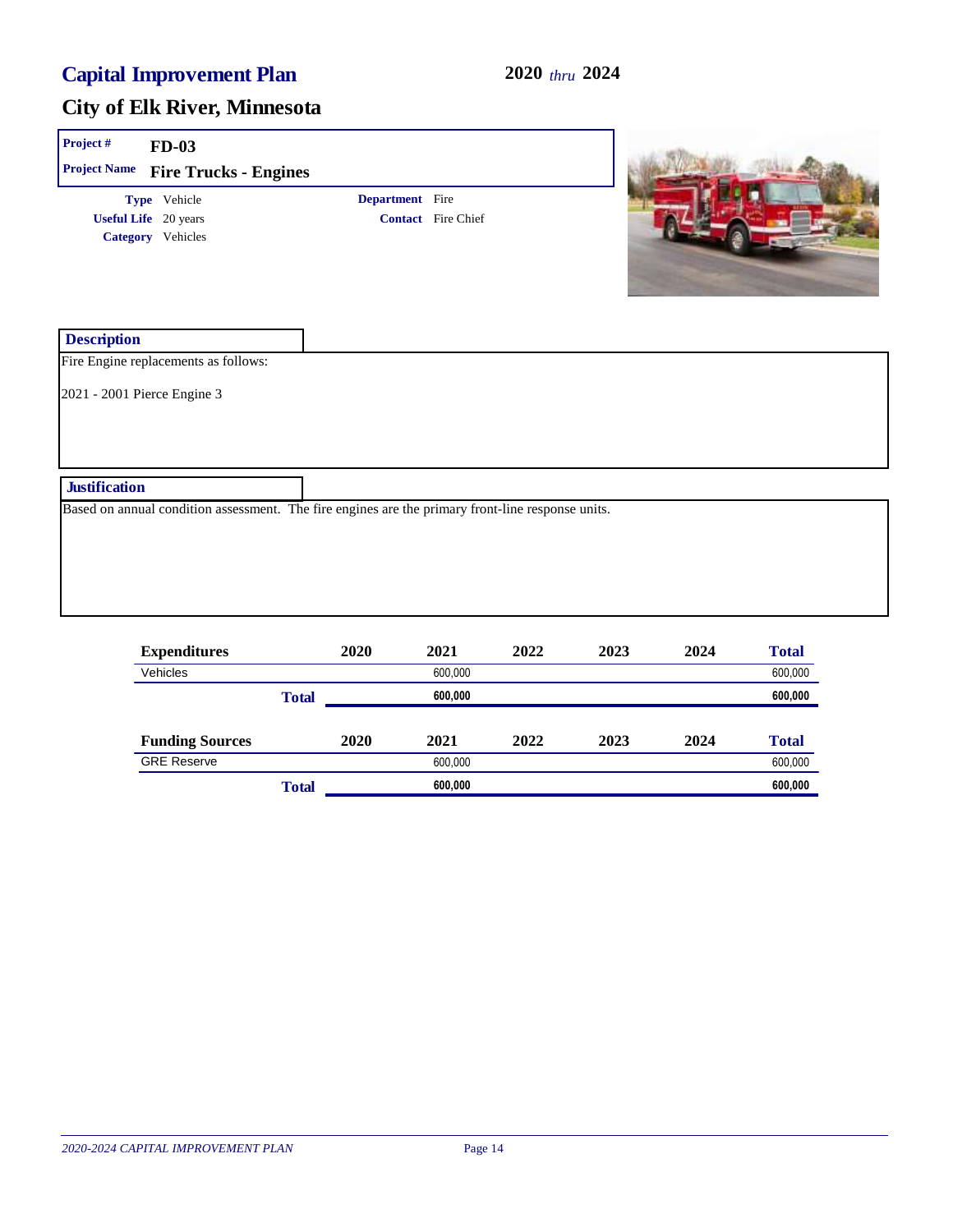# Capital Improvement Plan

**2020** *thru* **2024**

## City of Elk River, Minnesota

**Project #** FD-03

**Project Name** Fire Trucks - Engines

**Type** Vehicle

**Useful Life** 20 years

**Category** Vehicles

**Department** Fire

**Contact** Fire Chief

### Description

Fire Engine replacements as follows:

2021 - 2001 Pierce Engine 3

### Justification

Based on annual condition assessment. The fire engines are the primary front-line response units.

| Expenditures | 2020 | 2021 | 2022 | 2023 | 2024 | Total |
|---|---|---|---|---|---|---|
| Vehicles | | 600,000 | | | | 600,000 |
| **Total** | | **600,000** | | | | **600,000** |

| Funding Sources | 2020 | 2021 | 2022 | 2023 | 2024 | Total |
|---|---|---|---|---|---|---|
| GRE Reserve | | 600,000 | | | | 600,000 |
| **Total** | | **600,000** | | | | **600,000** |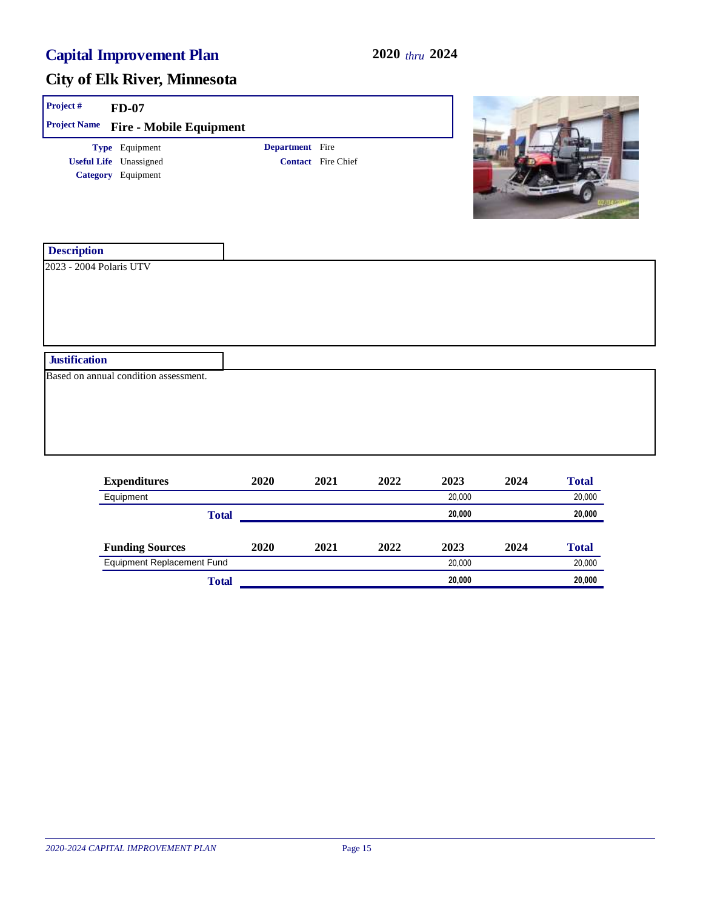# Capital Improvement Plan

**2020** *thru* **2024**

## City of Elk River, Minnesota

**Project #** FD-07

**Project Name** Fire - Mobile Equipment

**Type** Equipment
**Useful Life** Unassigned
**Category** Equipment

**Department** Fire
**Contact** Fire Chief

### Description

2023 - 2004 Polaris UTV

### Justification

Based on annual condition assessment.

| Expenditures | 2020 | 2021 | 2022 | 2023 | 2024 | Total |
|---|---|---|---|---|---|---|
| Equipment | | | | 20,000 | | 20,000 |
| **Total** | | | | **20,000** | | **20,000** |

| Funding Sources | 2020 | 2021 | 2022 | 2023 | 2024 | Total |
|---|---|---|---|---|---|---|
| Equipment Replacement Fund | | | | 20,000 | | 20,000 |
| **Total** | | | | **20,000** | | **20,000** |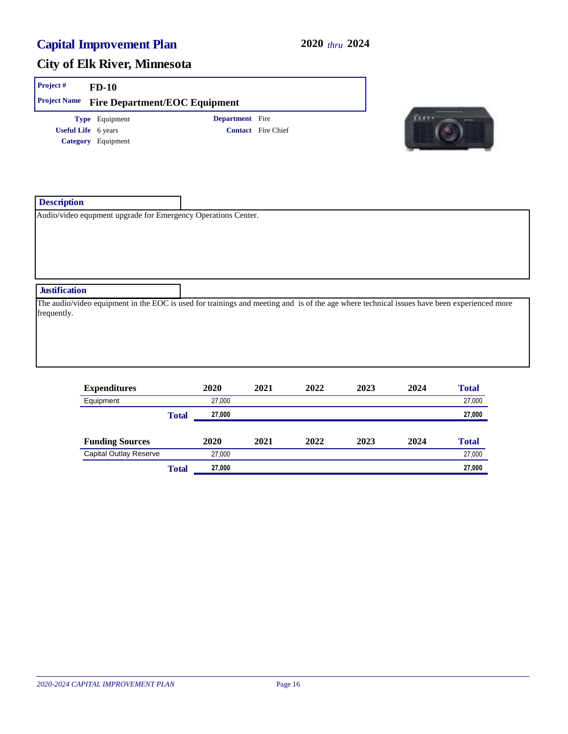# Capital Improvement Plan

**2020** *thru* **2024**

## City of Elk River, Minnesota

**Project #** FD-10

**Project Name** Fire Department/EOC Equipment

**Type** Equipment
**Useful Life** 6 years
**Category** Equipment

**Department** Fire
**Contact** Fire Chief

### Description

Audio/video equpment upgrade for Emergency Operations Center.

### Justification

The audio/video equipment in the EOC is used for trainings and meeting and is of the age where technical issues have been experienced more frequently.

| Expenditures | 2020 | 2021 | 2022 | 2023 | 2024 | Total |
|---|---|---|---|---|---|---|
| Equipment | 27,000 | | | | | 27,000 |
| **Total** | **27,000** | | | | | **27,000** |

| Funding Sources | 2020 | 2021 | 2022 | 2023 | 2024 | Total |
|---|---|---|---|---|---|---|
| Capital Outlay Reserve | 27,000 | | | | | 27,000 |
| **Total** | **27,000** | | | | | **27,000** |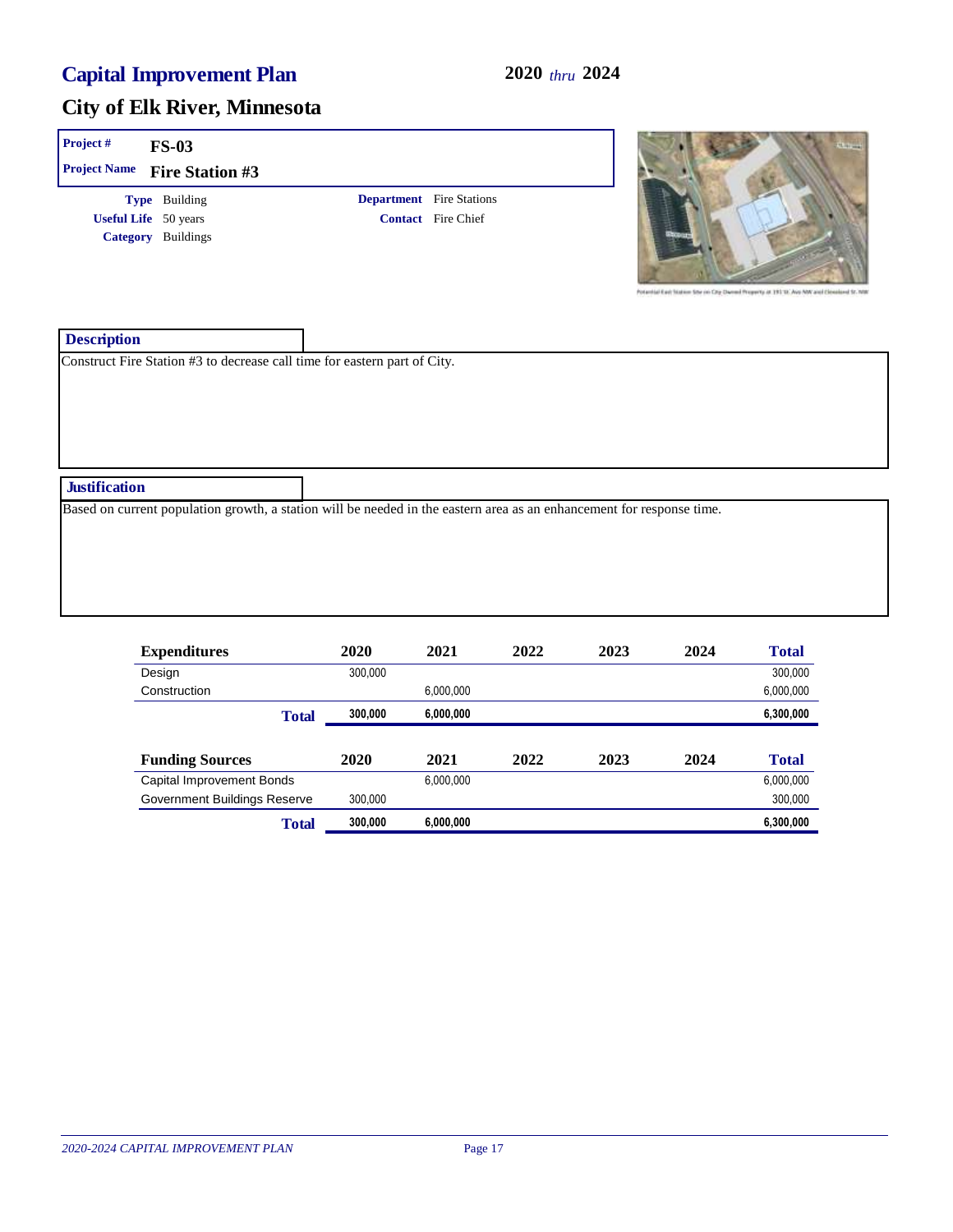# Capital Improvement Plan

**2020** *thru* **2024**

## City of Elk River, Minnesota

**Project #** FS-03

**Project Name** Fire Station #3

**Type** Building

**Useful Life** 50 years

**Category** Buildings

**Department** Fire Stations

**Contact** Fire Chief

Potential East Station Site on City Owned Property at 191 St. Ave NW and Cleveland St. NW

### Description

Construct Fire Station #3 to decrease call time for eastern part of City.

### Justification

Based on current population growth, a station will be needed in the eastern area as an enhancement for response time.

| Expenditures | 2020 | 2021 | 2022 | 2023 | 2024 | Total |
|---|---|---|---|---|---|---|
| Design | 300,000 | | | | | 300,000 |
| Construction | | 6,000,000 | | | | 6,000,000 |
| **Total** | **300,000** | **6,000,000** | | | | **6,300,000** |

| Funding Sources | 2020 | 2021 | 2022 | 2023 | 2024 | Total |
|---|---|---|---|---|---|---|
| Capital Improvement Bonds | | 6,000,000 | | | | 6,000,000 |
| Government Buildings Reserve | 300,000 | | | | | 300,000 |
| **Total** | **300,000** | **6,000,000** | | | | **6,300,000** |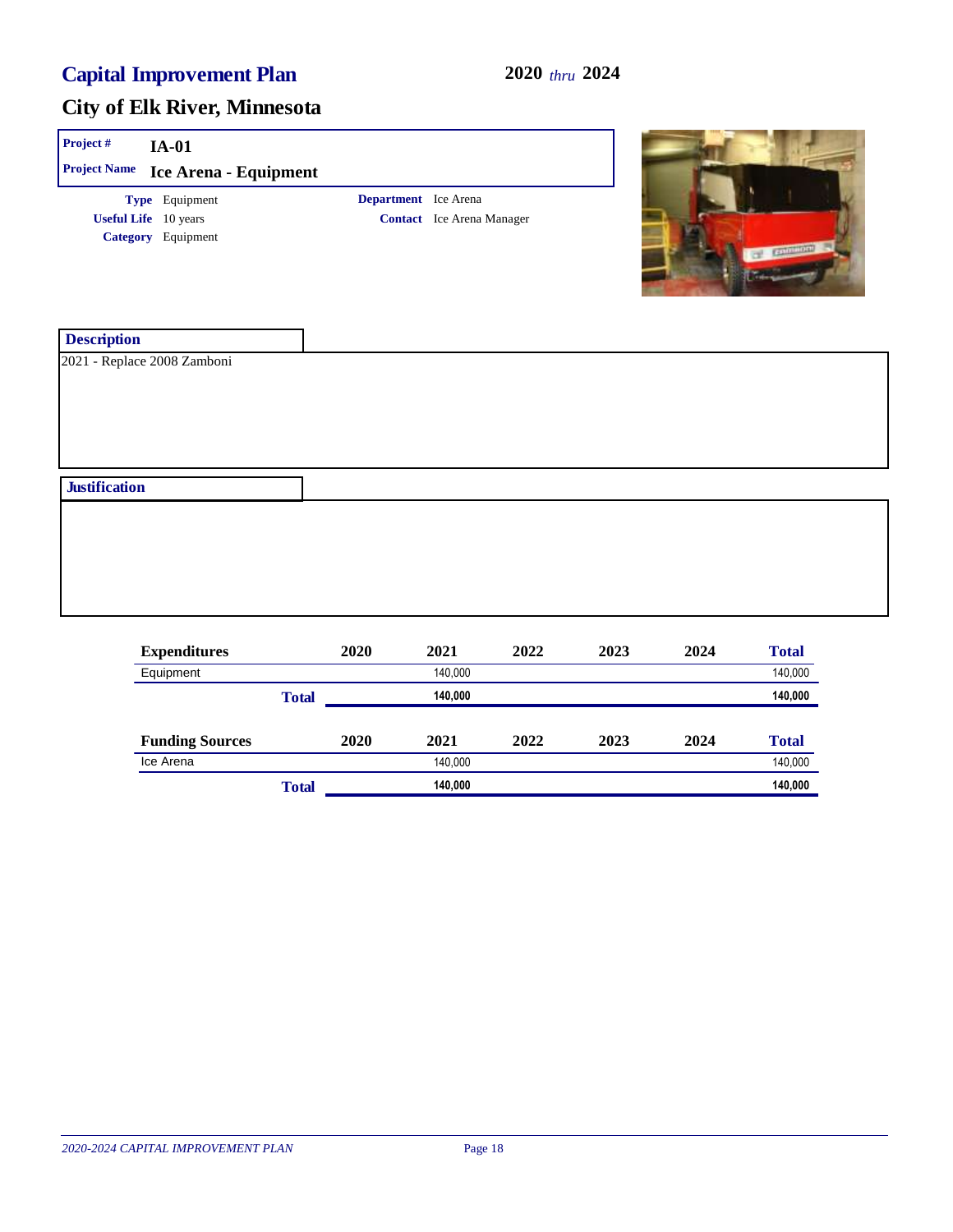# Capital Improvement Plan

**2020** *thru* **2024**

## City of Elk River, Minnesota

**Project #** IA-01

**Project Name** Ice Arena - Equipment

**Type** Equipment
**Useful Life** 10 years
**Category** Equipment

**Department** Ice Arena
**Contact** Ice Arena Manager

### Description

2021 - Replace 2008 Zamboni

### Justification

| Expenditures | 2020 | 2021 | 2022 | 2023 | 2024 | Total |
|---|---|---|---|---|---|---|
| Equipment | | 140,000 | | | | 140,000 |
| **Total** | | **140,000** | | | | **140,000** |

| Funding Sources | 2020 | 2021 | 2022 | 2023 | 2024 | Total |
|---|---|---|---|---|---|---|
| Ice Arena | | 140,000 | | | | 140,000 |
| **Total** | | **140,000** | | | | **140,000** |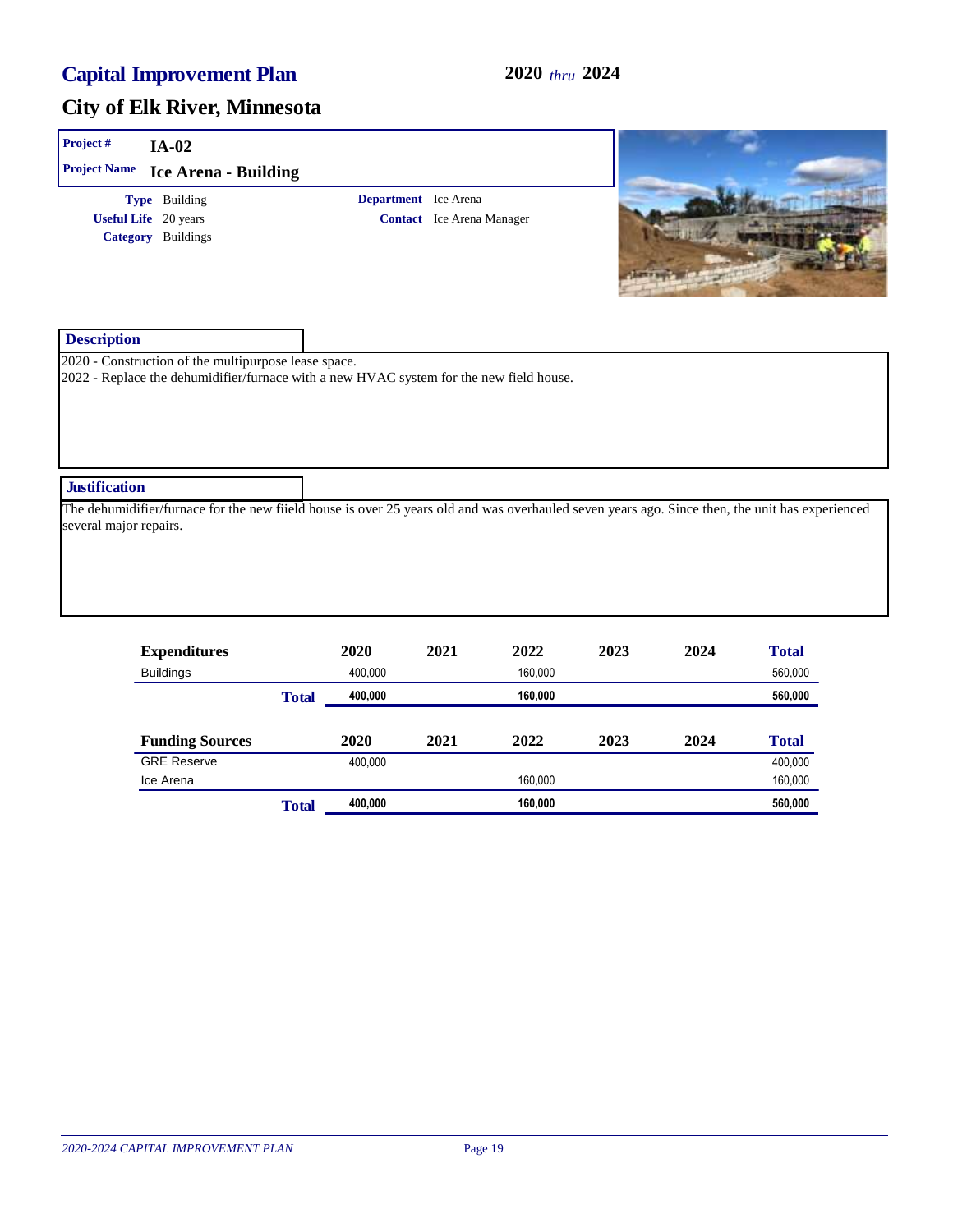# Capital Improvement Plan

**2020** *thru* **2024**

## City of Elk River, Minnesota

**Project #** IA-02

**Project Name** Ice Arena - Building

**Type** Building
**Useful Life** 20 years
**Category** Buildings

**Department** Ice Arena
**Contact** Ice Arena Manager

### Description

2020 - Construction of the multipurpose lease space.
2022 - Replace the dehumidifier/furnace with a new HVAC system for the new field house.

### Justification

The dehumidifier/furnace for the new fiield house is over 25 years old and was overhauled seven years ago. Since then, the unit has experienced several major repairs.

| Expenditures | 2020 | 2021 | 2022 | 2023 | 2024 | Total |
|---|---|---|---|---|---|---|
| Buildings | 400,000 | | 160,000 | | | 560,000 |
| **Total** | **400,000** | | **160,000** | | | **560,000** |

| Funding Sources | 2020 | 2021 | 2022 | 2023 | 2024 | Total |
|---|---|---|---|---|---|---|
| GRE Reserve | 400,000 | | | | | 400,000 |
| Ice Arena | | | 160,000 | | | 160,000 |
| **Total** | **400,000** | | **160,000** | | | **560,000** |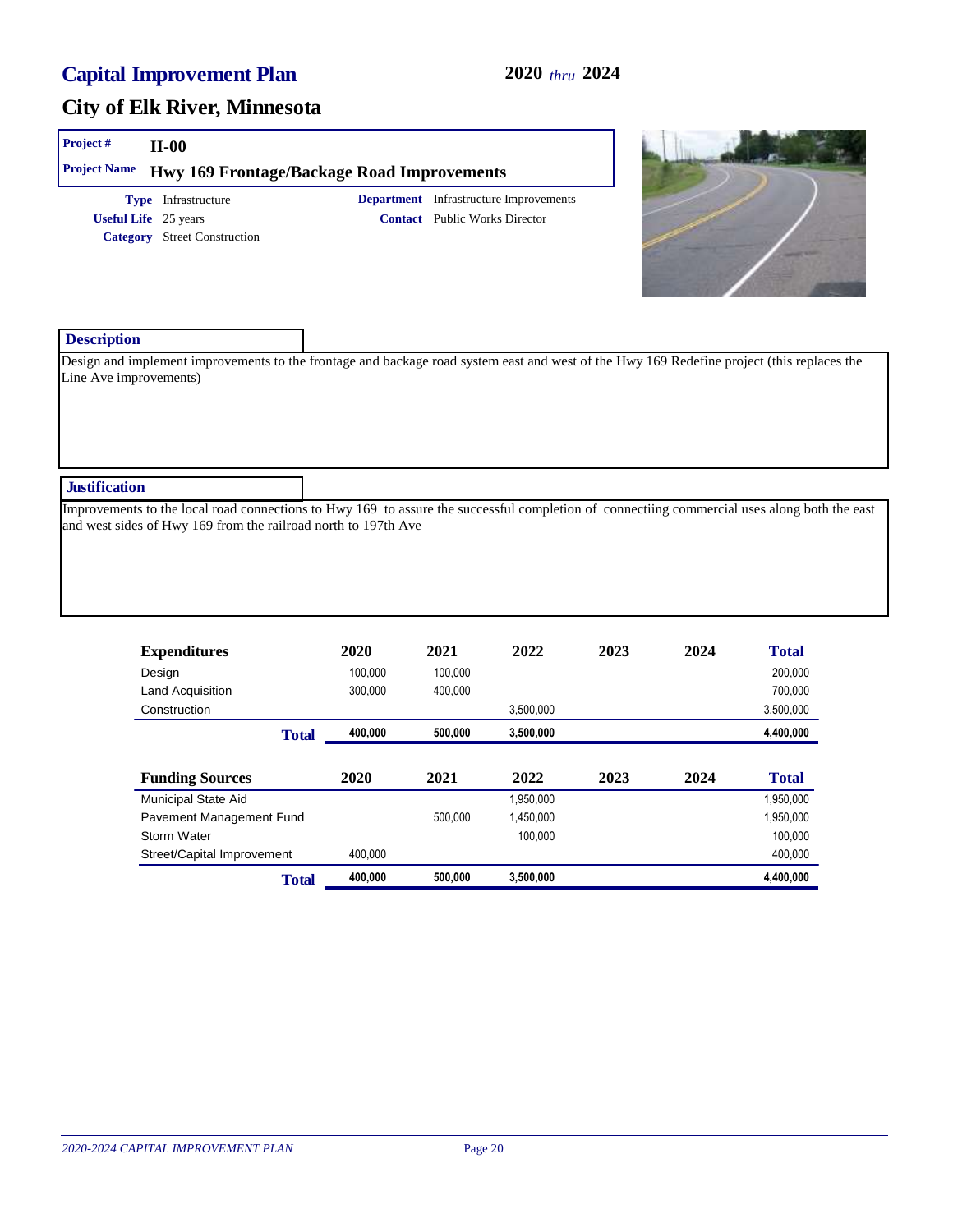# Capital Improvement Plan

**2020** *thru* **2024**

## City of Elk River, Minnesota

**Project #** II-00

**Project Name** Hwy 169 Frontage/Backage Road Improvements

**Type** Infrastructure
**Useful Life** 25 years
**Category** Street Construction

**Department** Infrastructure Improvements
**Contact** Public Works Director

### Description

Design and implement improvements to the frontage and backage road system east and west of the Hwy 169 Redefine project (this replaces the Line Ave improvements)

### Justification

Improvements to the local road connections to Hwy 169 to assure the successful completion of connectiing commercial uses along both the east and west sides of Hwy 169 from the railroad north to 197th Ave

| Expenditures | 2020 | 2021 | 2022 | 2023 | 2024 | Total |
|---|---|---|---|---|---|---|
| Design | 100,000 | 100,000 | | | | 200,000 |
| Land Acquisition | 300,000 | 400,000 | | | | 700,000 |
| Construction | | | 3,500,000 | | | 3,500,000 |
| **Total** | **400,000** | **500,000** | **3,500,000** | | | **4,400,000** |

| Funding Sources | 2020 | 2021 | 2022 | 2023 | 2024 | Total |
|---|---|---|---|---|---|---|
| Municipal State Aid | | | 1,950,000 | | | 1,950,000 |
| Pavement Management Fund | | 500,000 | 1,450,000 | | | 1,950,000 |
| Storm Water | | | 100,000 | | | 100,000 |
| Street/Capital Improvement | 400,000 | | | | | 400,000 |
| **Total** | **400,000** | **500,000** | **3,500,000** | | | **4,400,000** |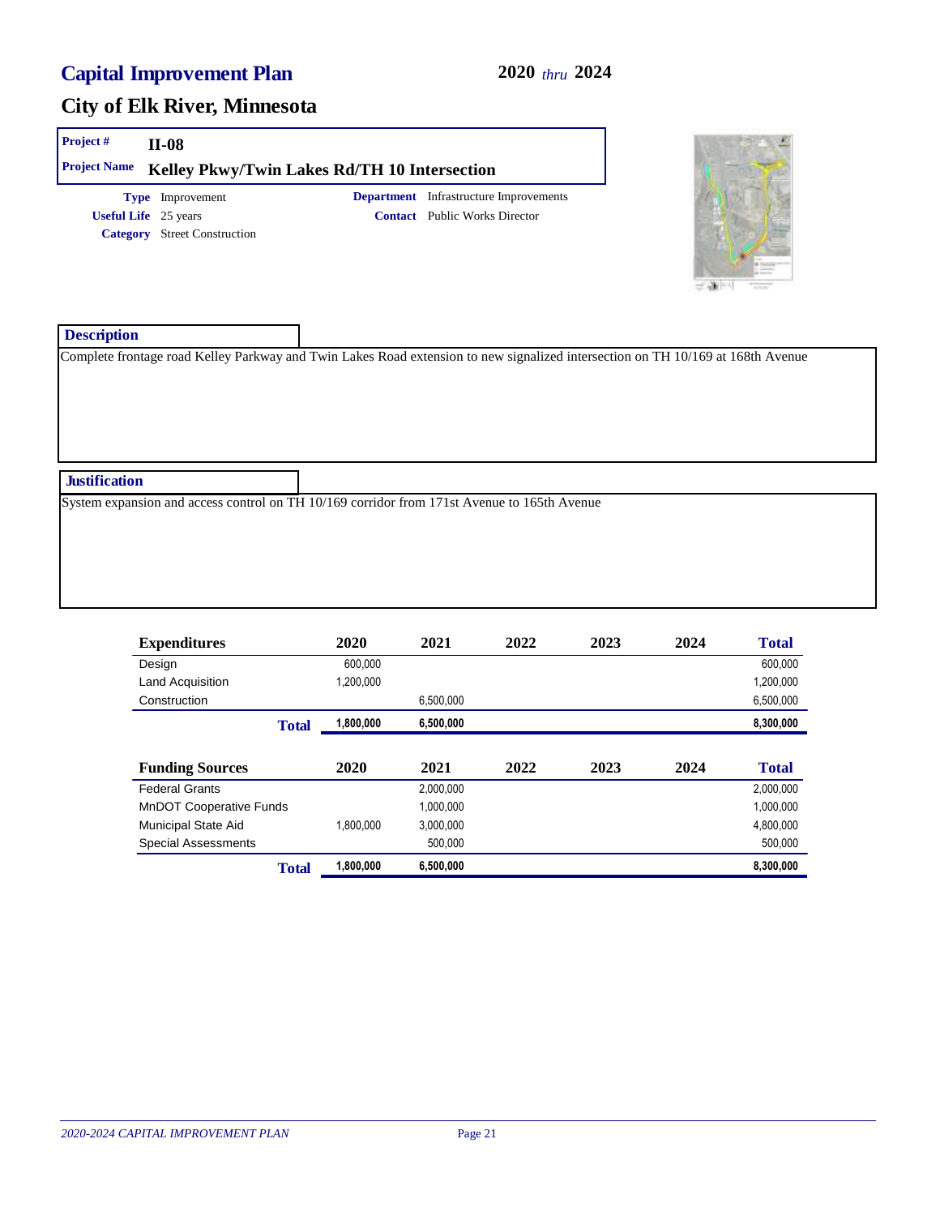# Capital Improvement Plan

**2020** *thru* **2024**

## City of Elk River, Minnesota

**Project #** II-08

**Project Name** Kelley Pkwy/Twin Lakes Rd/TH 10 Intersection

**Type** Improvement
**Useful Life** 25 years
**Category** Street Construction

**Department** Infrastructure Improvements
**Contact** Public Works Director

### Description

Complete frontage road Kelley Parkway and Twin Lakes Road extension to new signalized intersection on TH 10/169 at 168th Avenue

### Justification

System expansion and access control on TH 10/169 corridor from 171st Avenue to 165th Avenue

| Expenditures | 2020 | 2021 | 2022 | 2023 | 2024 | Total |
|---|---|---|---|---|---|---|
| Design | 600,000 | | | | | 600,000 |
| Land Acquisition | 1,200,000 | | | | | 1,200,000 |
| Construction | | 6,500,000 | | | | 6,500,000 |
| **Total** | **1,800,000** | **6,500,000** | | | | **8,300,000** |

| Funding Sources | 2020 | 2021 | 2022 | 2023 | 2024 | Total |
|---|---|---|---|---|---|---|
| Federal Grants | | 2,000,000 | | | | 2,000,000 |
| MnDOT Cooperative Funds | | 1,000,000 | | | | 1,000,000 |
| Municipal State Aid | 1,800,000 | 3,000,000 | | | | 4,800,000 |
| Special Assessments | | 500,000 | | | | 500,000 |
| **Total** | **1,800,000** | **6,500,000** | | | | **8,300,000** |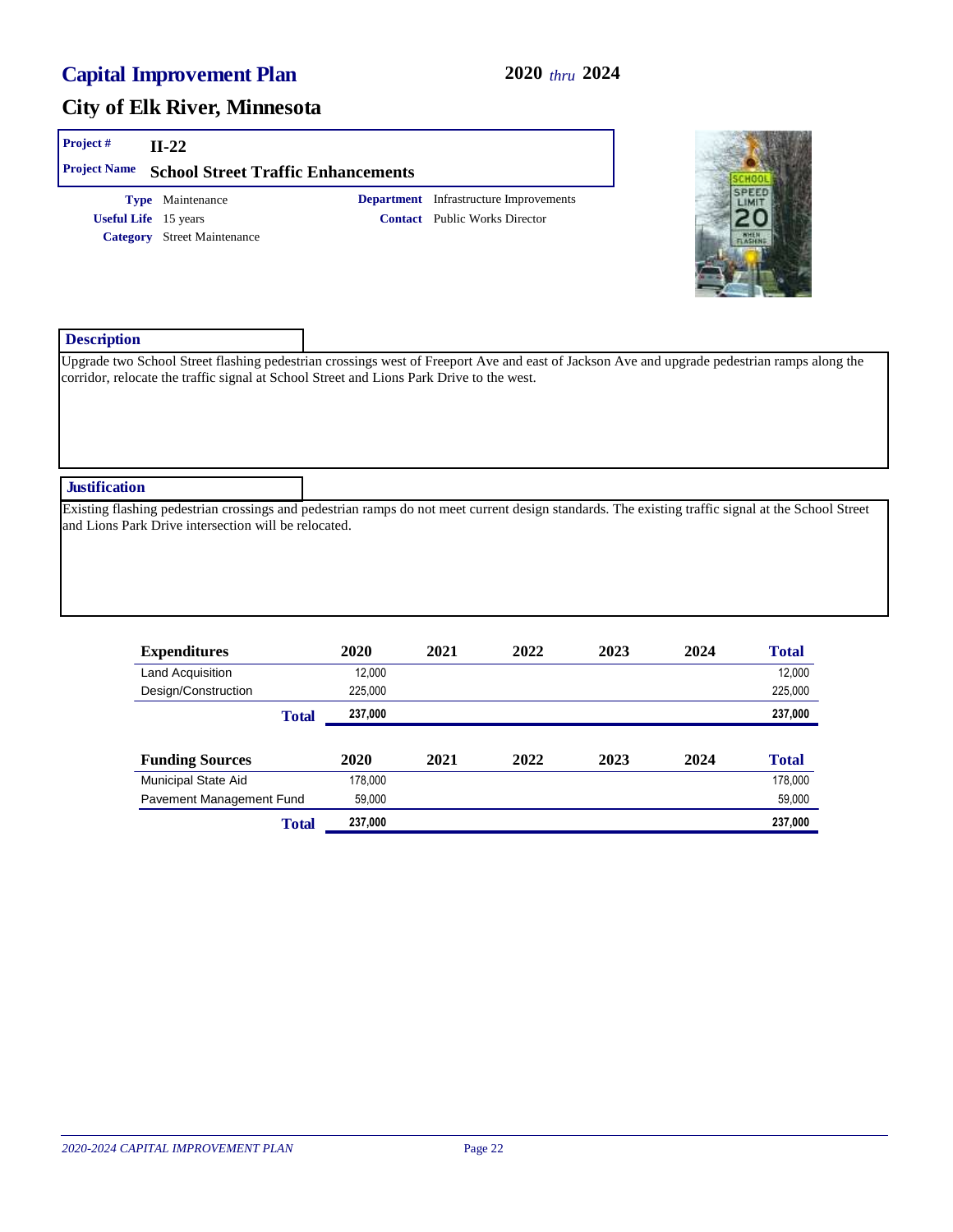# Capital Improvement Plan

**2020** *thru* **2024**

## City of Elk River, Minnesota

**Project #** II-22

**Project Name** School Street Traffic Enhancements

**Type** Maintenance

**Useful Life** 15 years

**Category** Street Maintenance

**Department** Infrastructure Improvements

**Contact** Public Works Director

### Description

Upgrade two School Street flashing pedestrian crossings west of Freeport Ave and east of Jackson Ave and upgrade pedestrian ramps along the corridor, relocate the traffic signal at School Street and Lions Park Drive to the west.

### Justification

Existing flashing pedestrian crossings and pedestrian ramps do not meet current design standards. The existing traffic signal at the School Street and Lions Park Drive intersection will be relocated.

| Expenditures | 2020 | 2021 | 2022 | 2023 | 2024 | Total |
|---|---|---|---|---|---|---|
| Land Acquisition | 12,000 | | | | | 12,000 |
| Design/Construction | 225,000 | | | | | 225,000 |
| **Total** | **237,000** | | | | | **237,000** |

| Funding Sources | 2020 | 2021 | 2022 | 2023 | 2024 | Total |
|---|---|---|---|---|---|---|
| Municipal State Aid | 178,000 | | | | | 178,000 |
| Pavement Management Fund | 59,000 | | | | | 59,000 |
| **Total** | **237,000** | | | | | **237,000** |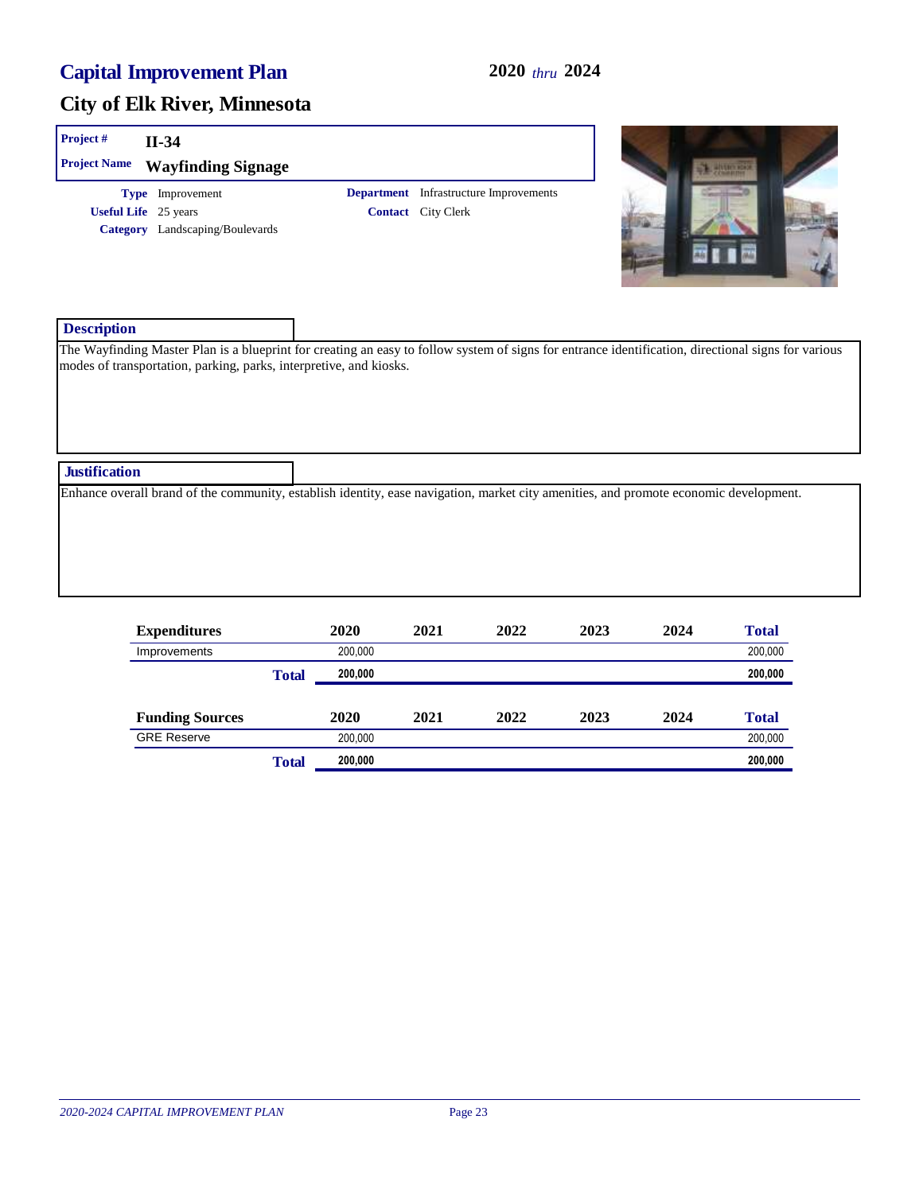# Capital Improvement Plan

**2020** *thru* **2024**

## City of Elk River, Minnesota

**Project #** II-34

**Project Name** Wayfinding Signage

**Type** Improvement

**Useful Life** 25 years

**Category** Landscaping/Boulevards

**Department** Infrastructure Improvements

**Contact** City Clerk

### Description

The Wayfinding Master Plan is a blueprint for creating an easy to follow system of signs for entrance identification, directional signs for various modes of transportation, parking, parks, interpretive, and kiosks.

### Justification

Enhance overall brand of the community, establish identity, ease navigation, market city amenities, and promote economic development.

| Expenditures | 2020 | 2021 | 2022 | 2023 | 2024 | Total |
|---|---|---|---|---|---|---|
| Improvements | 200,000 | | | | | 200,000 |
| **Total** | **200,000** | | | | | **200,000** |

| Funding Sources | 2020 | 2021 | 2022 | 2023 | 2024 | Total |
|---|---|---|---|---|---|---|
| GRE Reserve | 200,000 | | | | | 200,000 |
| **Total** | **200,000** | | | | | **200,000** |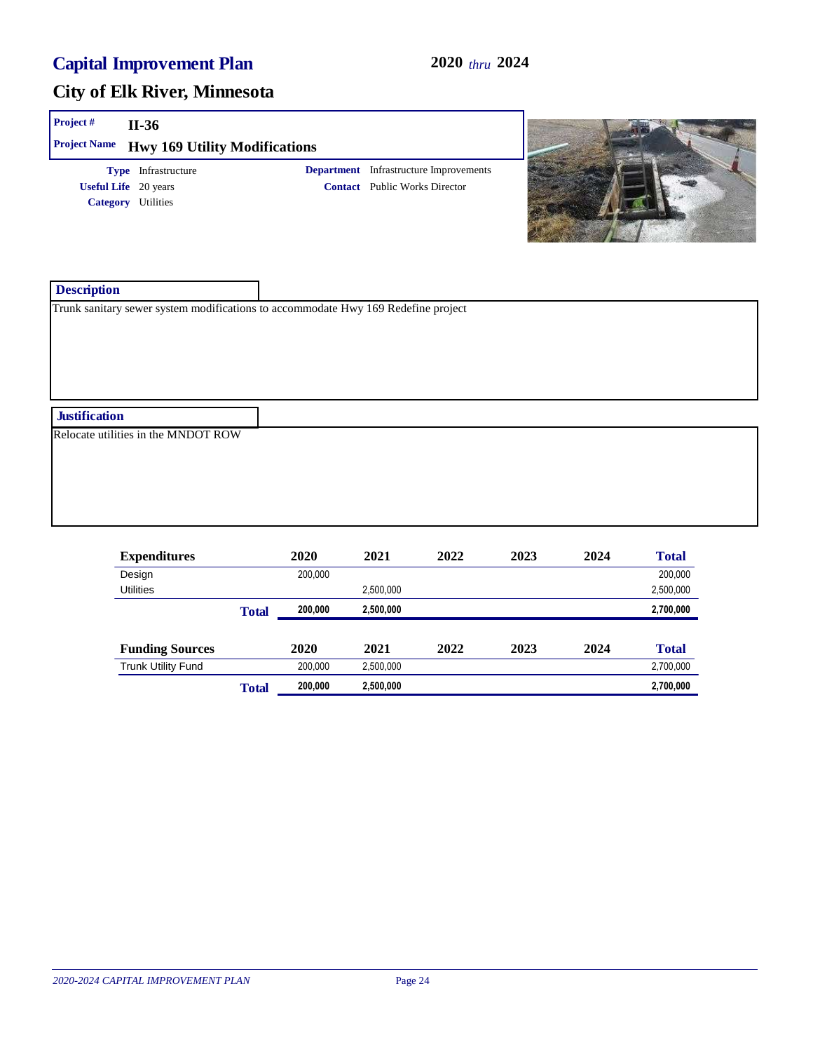# Capital Improvement Plan

**2020** *thru* **2024**

## City of Elk River, Minnesota

**Project #** II-36

**Project Name** Hwy 169 Utility Modifications

**Type** Infrastructure
**Useful Life** 20 years
**Category** Utilities

**Department** Infrastructure Improvements
**Contact** Public Works Director

### Description

Trunk sanitary sewer system modifications to accommodate Hwy 169 Redefine project

### Justification

Relocate utilities in the MNDOT ROW

| Expenditures | 2020 | 2021 | 2022 | 2023 | 2024 | Total |
|---|---|---|---|---|---|---|
| Design | 200,000 | | | | | 200,000 |
| Utilities | | 2,500,000 | | | | 2,500,000 |
| **Total** | **200,000** | **2,500,000** | | | | **2,700,000** |

| Funding Sources | 2020 | 2021 | 2022 | 2023 | 2024 | Total |
|---|---|---|---|---|---|---|
| Trunk Utility Fund | 200,000 | 2,500,000 | | | | 2,700,000 |
| **Total** | **200,000** | **2,500,000** | | | | **2,700,000** |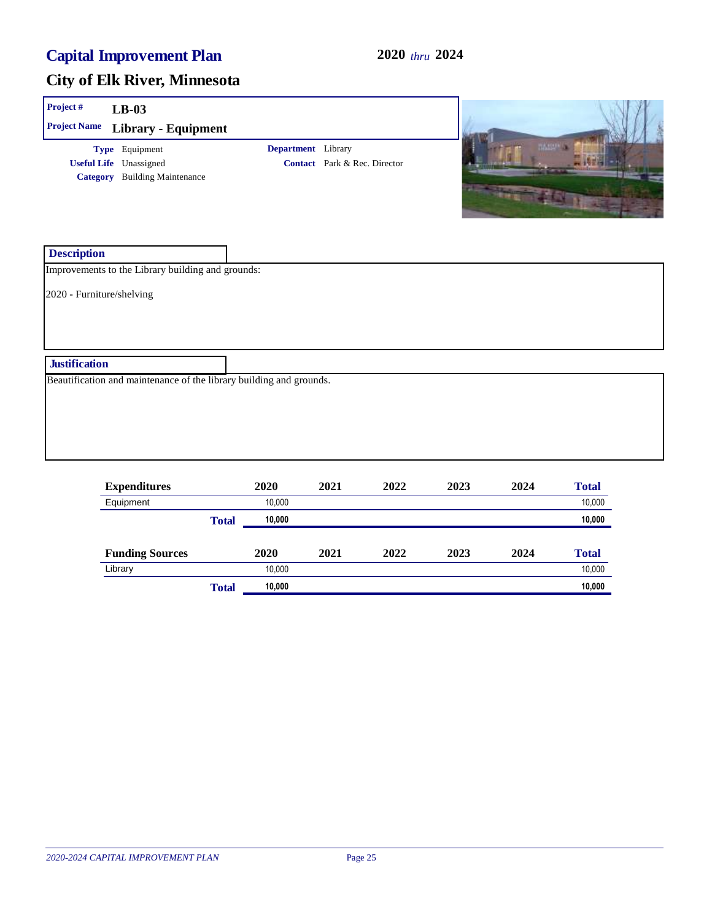# Capital Improvement Plan

**2020** *thru* **2024**

## City of Elk River, Minnesota

**Project #** LB-03

**Project Name** Library - Equipment

**Type** Equipment

**Useful Life** Unassigned

**Category** Building Maintenance

**Department** Library

**Contact** Park & Rec. Director

### Description

Improvements to the Library building and grounds:

2020 - Furniture/shelving

### Justification

Beautification and maintenance of the library building and grounds.

| Expenditures | 2020 | 2021 | 2022 | 2023 | 2024 | Total |
|---|---|---|---|---|---|---|
| Equipment | 10,000 | | | | | 10,000 |
| **Total** | **10,000** | | | | | **10,000** |

| Funding Sources | 2020 | 2021 | 2022 | 2023 | 2024 | Total |
|---|---|---|---|---|---|---|
| Library | 10,000 | | | | | 10,000 |
| **Total** | **10,000** | | | | | **10,000** |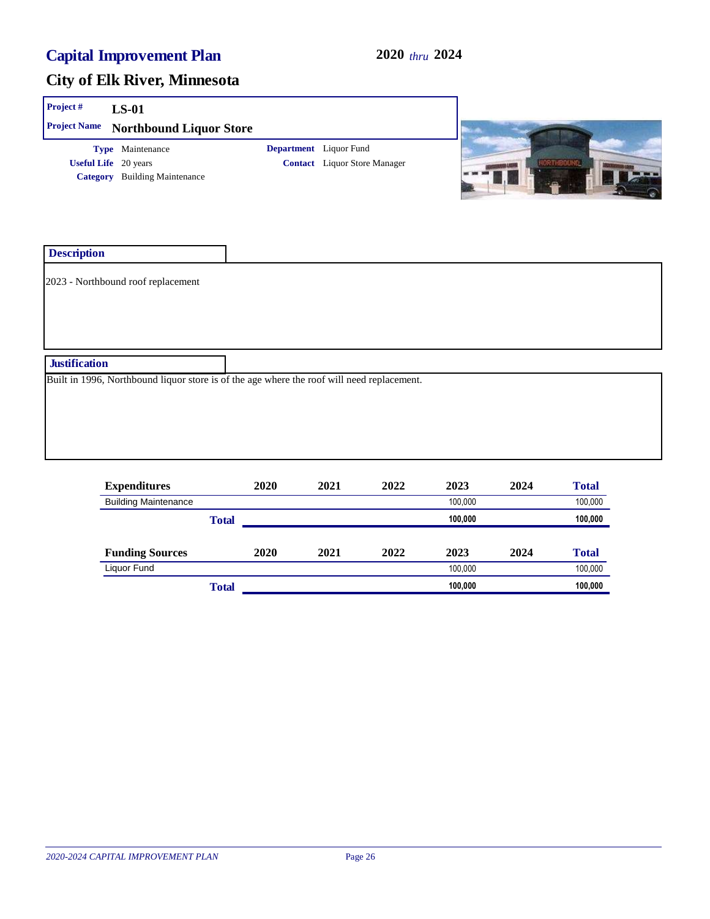# Capital Improvement Plan

**2020** *thru* **2024**

## City of Elk River, Minnesota

**Project #** LS-01

**Project Name** Northbound Liquor Store

**Type** Maintenance
**Useful Life** 20 years
**Category** Building Maintenance

**Department** Liquor Fund
**Contact** Liquor Store Manager

### Description

2023 - Northbound roof replacement

### Justification

Built in 1996, Northbound liquor store is of the age where the roof will need replacement.

| Expenditures | 2020 | 2021 | 2022 | 2023 | 2024 | Total |
|---|---|---|---|---|---|---|
| Building Maintenance | | | | 100,000 | | 100,000 |
| **Total** | | | | **100,000** | | **100,000** |

| Funding Sources | 2020 | 2021 | 2022 | 2023 | 2024 | Total |
|---|---|---|---|---|---|---|
| Liquor Fund | | | | 100,000 | | 100,000 |
| **Total** | | | | **100,000** | | **100,000** |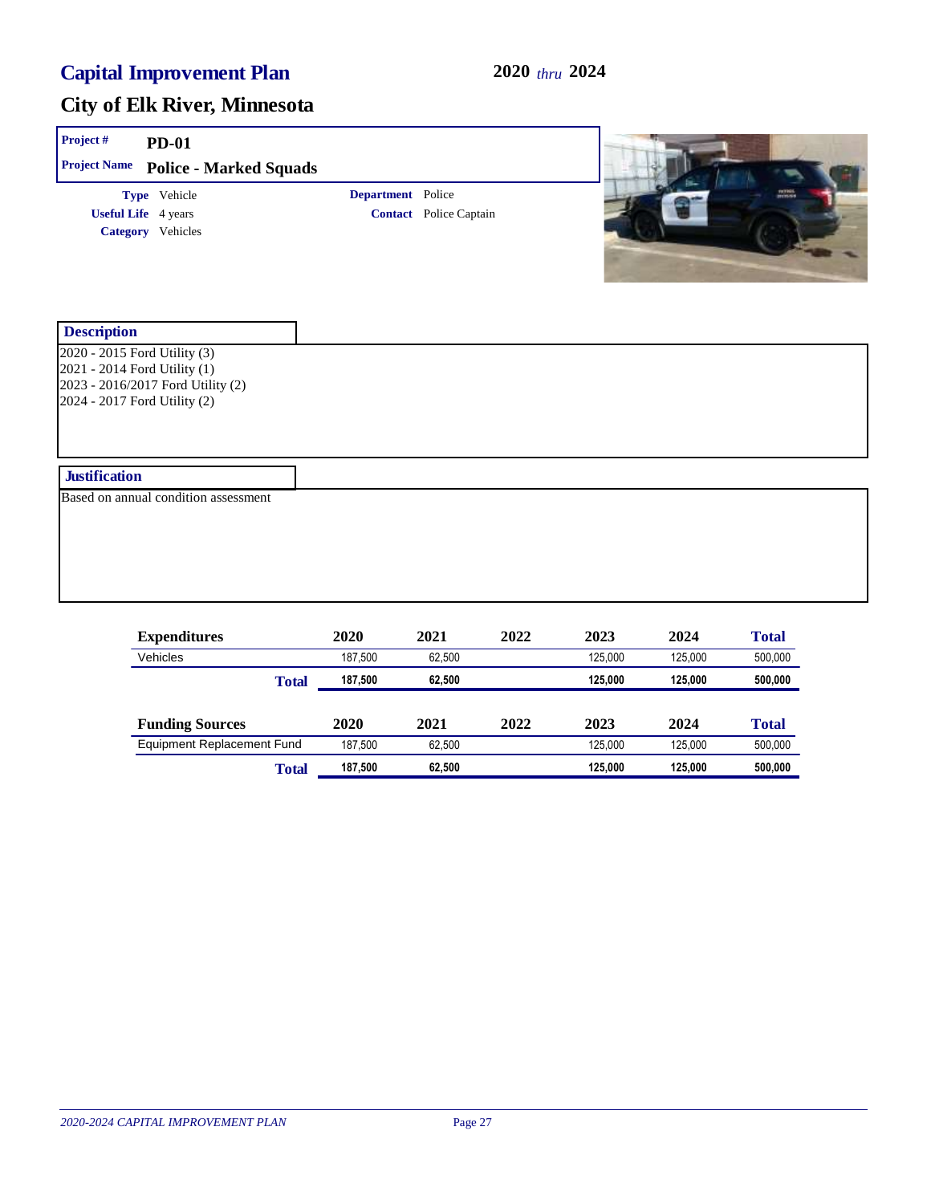# Capital Improvement Plan

**2020** *thru* **2024**

## City of Elk River, Minnesota

**Project #** PD-01

**Project Name** Police - Marked Squads

**Type** Vehicle

**Useful Life** 4 years

**Category** Vehicles

**Department** Police

**Contact** Police Captain

### Description

2020 - 2015 Ford Utility (3)
2021 - 2014 Ford Utility (1)
2023 - 2016/2017 Ford Utility (2)
2024 - 2017 Ford Utility (2)

### Justification

Based on annual condition assessment

| Expenditures | 2020 | 2021 | 2022 | 2023 | 2024 | Total |
|---|---|---|---|---|---|---|
| Vehicles | 187,500 | 62,500 | | 125,000 | 125,000 | 500,000 |
| **Total** | **187,500** | **62,500** | | **125,000** | **125,000** | **500,000** |

| Funding Sources | 2020 | 2021 | 2022 | 2023 | 2024 | Total |
|---|---|---|---|---|---|---|
| Equipment Replacement Fund | 187,500 | 62,500 | | 125,000 | 125,000 | 500,000 |
| **Total** | **187,500** | **62,500** | | **125,000** | **125,000** | **500,000** |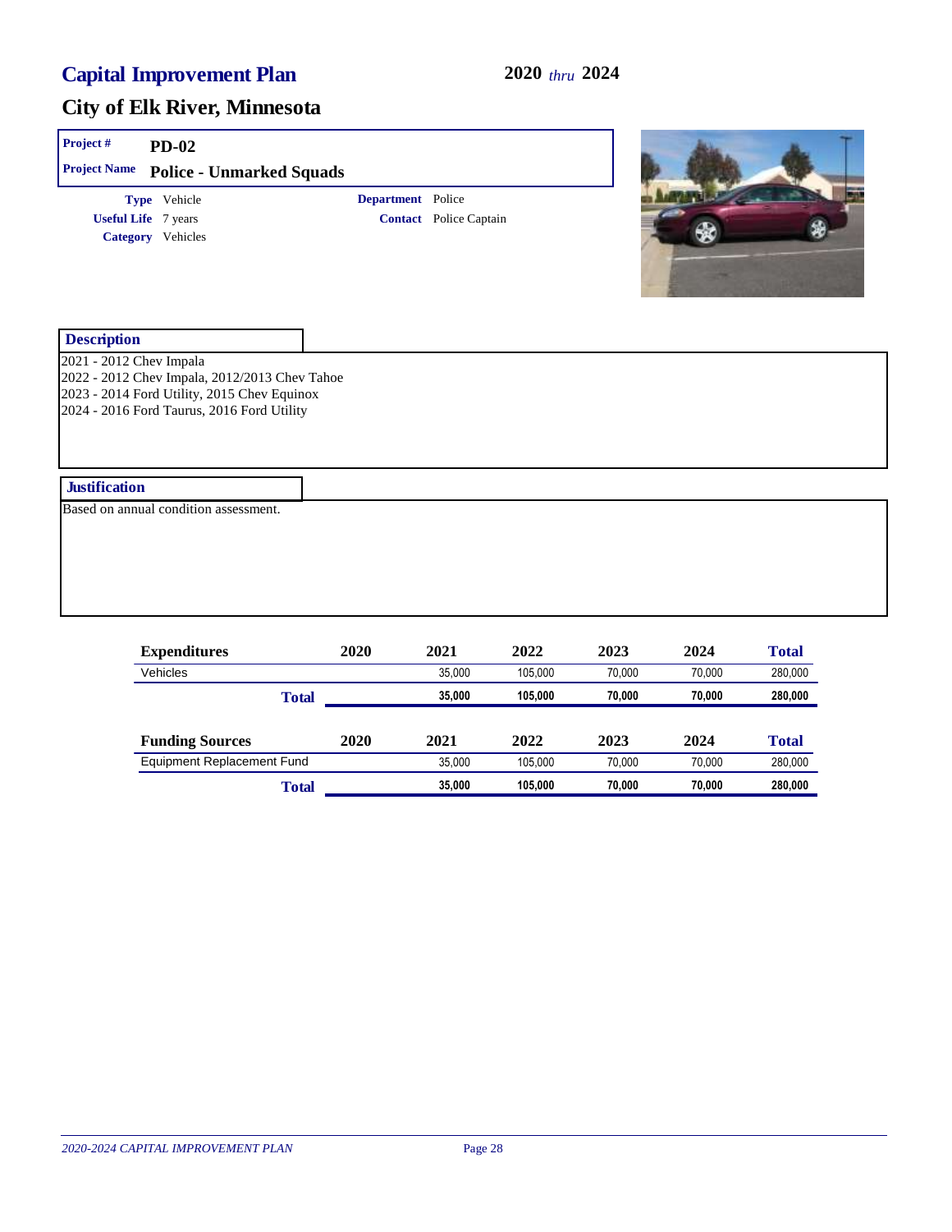# Capital Improvement Plan

**2020** *thru* **2024**

## City of Elk River, Minnesota

**Project #** PD-02

**Project Name** Police - Unmarked Squads

**Type** Vehicle

**Useful Life** 7 years

**Category** Vehicles

**Department** Police

**Contact** Police Captain

### Description

2021 - 2012 Chev Impala
2022 - 2012 Chev Impala, 2012/2013 Chev Tahoe
2023 - 2014 Ford Utility, 2015 Chev Equinox
2024 - 2016 Ford Taurus, 2016 Ford Utility

### Justification

Based on annual condition assessment.

| Expenditures | 2020 | 2021 | 2022 | 2023 | 2024 | Total |
|---|---|---|---|---|---|---|
| Vehicles | | 35,000 | 105,000 | 70,000 | 70,000 | 280,000 |
| **Total** | | **35,000** | **105,000** | **70,000** | **70,000** | **280,000** |

| Funding Sources | 2020 | 2021 | 2022 | 2023 | 2024 | Total |
|---|---|---|---|---|---|---|
| Equipment Replacement Fund | | 35,000 | 105,000 | 70,000 | 70,000 | 280,000 |
| **Total** | | **35,000** | **105,000** | **70,000** | **70,000** | **280,000** |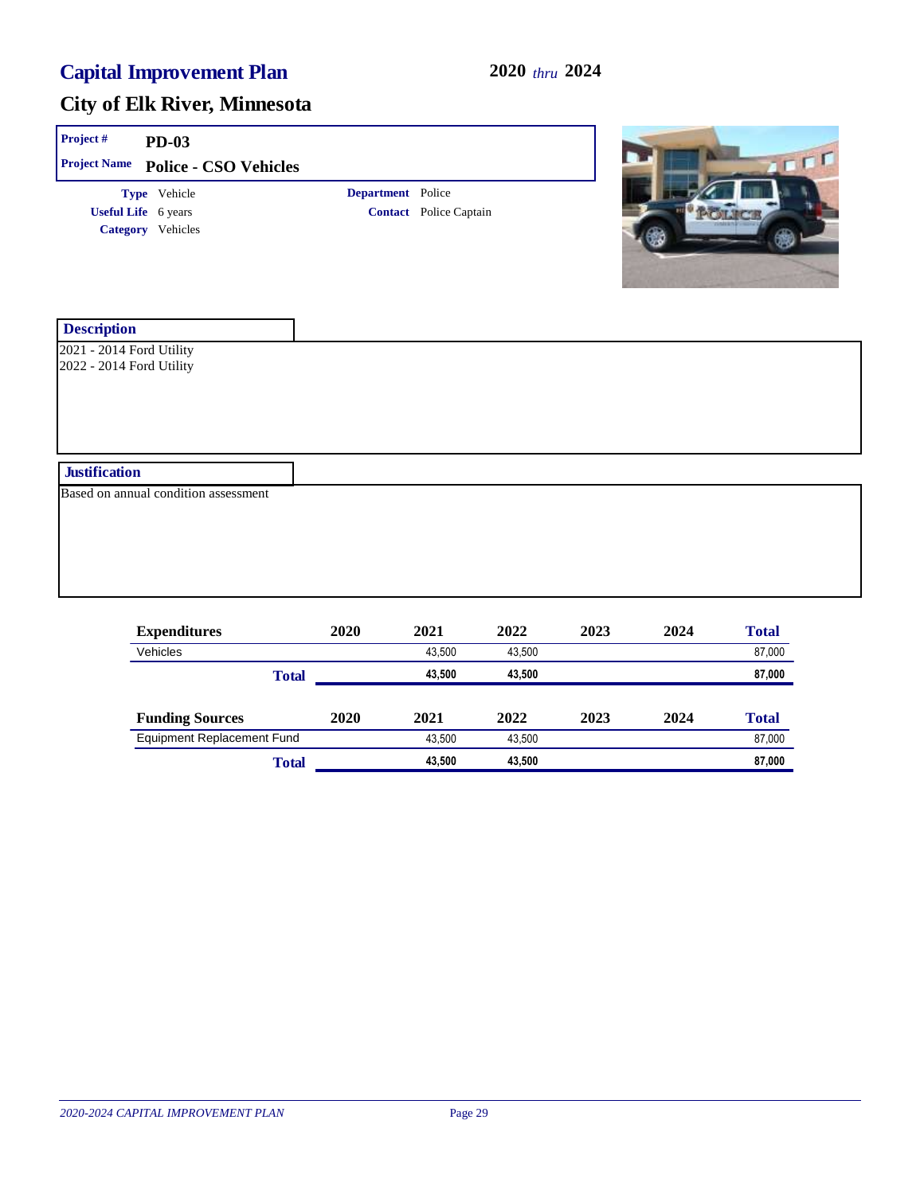# Capital Improvement Plan

**2020** *thru* **2024**

## City of Elk River, Minnesota

**Project #** PD-03

**Project Name** Police - CSO Vehicles

**Type** Vehicle
**Useful Life** 6 years
**Category** Vehicles

**Department** Police
**Contact** Police Captain

### Description

2021 - 2014 Ford Utility
2022 - 2014 Ford Utility

### Justification

Based on annual condition assessment

| Expenditures | 2020 | 2021 | 2022 | 2023 | 2024 | Total |
|---|---|---|---|---|---|---|
| Vehicles | | 43,500 | 43,500 | | | 87,000 |
| **Total** | | **43,500** | **43,500** | | | **87,000** |

| Funding Sources | 2020 | 2021 | 2022 | 2023 | 2024 | Total |
|---|---|---|---|---|---|---|
| Equipment Replacement Fund | | 43,500 | 43,500 | | | 87,000 |
| **Total** | | **43,500** | **43,500** | | | **87,000** |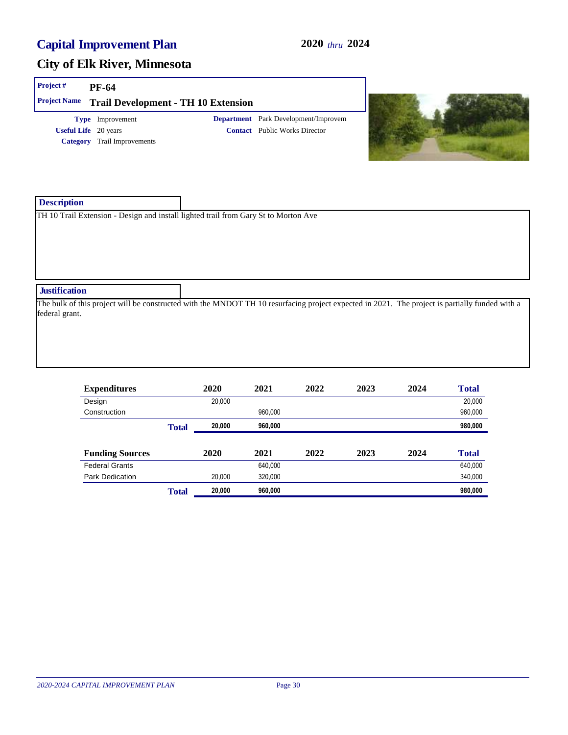# Capital Improvement Plan

**2020** *thru* **2024**

## City of Elk River, Minnesota

**Project #** **PF-64**

**Project Name** **Trail Development - TH 10 Extension**

**Type** Improvement
**Useful Life** 20 years
**Category** Trail Improvements

**Department** Park Development/Improvem
**Contact** Public Works Director

### Description

TH 10 Trail Extension - Design and install lighted trail from Gary St to Morton Ave

### Justification

The bulk of this project will be constructed with the MNDOT TH 10 resurfacing project expected in 2021. The project is partially funded with a federal grant.

| Expenditures | 2020 | 2021 | 2022 | 2023 | 2024 | Total |
|---|---|---|---|---|---|---|
| Design | 20,000 | | | | | 20,000 |
| Construction | | 960,000 | | | | 960,000 |
| **Total** | **20,000** | **960,000** | | | | **980,000** |

| Funding Sources | 2020 | 2021 | 2022 | 2023 | 2024 | Total |
|---|---|---|---|---|---|---|
| Federal Grants | | 640,000 | | | | 640,000 |
| Park Dedication | 20,000 | 320,000 | | | | 340,000 |
| **Total** | **20,000** | **960,000** | | | | **980,000** |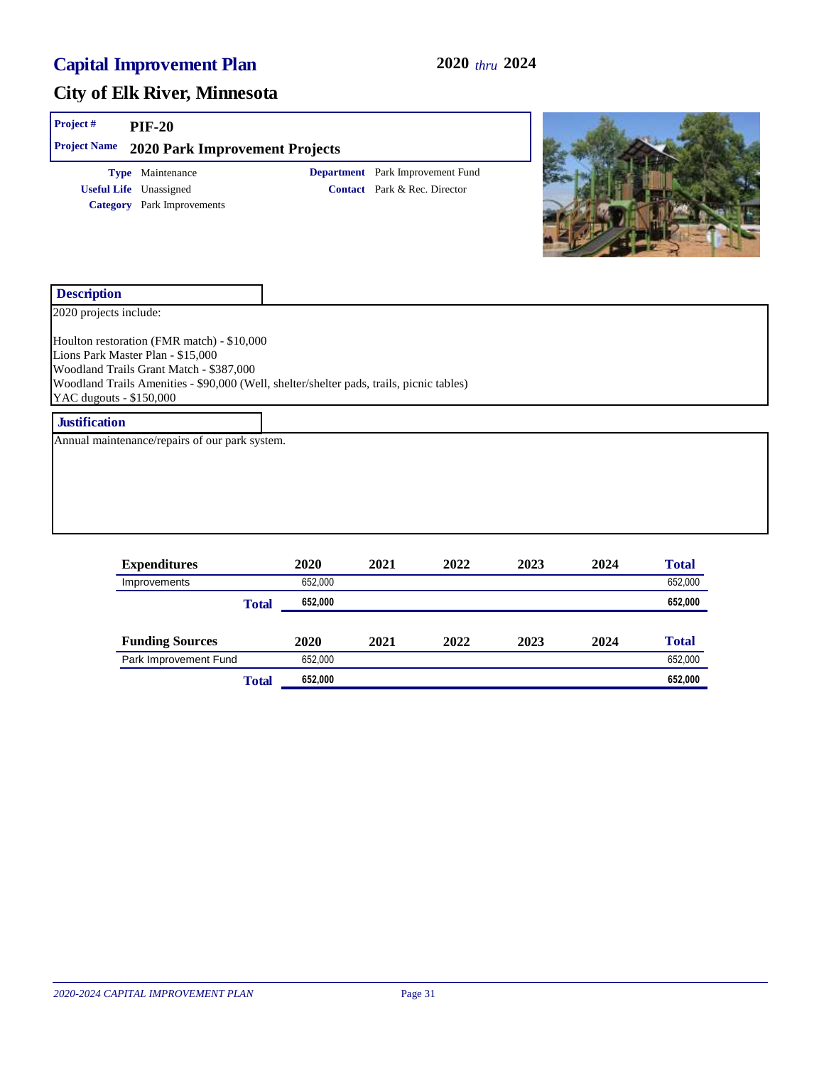# Capital Improvement Plan

**2020** *thru* **2024**

## City of Elk River, Minnesota

**Project #** PIF-20

**Project Name** 2020 Park Improvement Projects

**Type** Maintenance

**Useful Life** Unassigned

**Category** Park Improvements

**Department** Park Improvement Fund

**Contact** Park & Rec. Director

### Description

2020 projects include:

Houlton restoration (FMR match) - $10,000
Lions Park Master Plan - $15,000
Woodland Trails Grant Match - $387,000
Woodland Trails Amenities - $90,000 (Well, shelter/shelter pads, trails, picnic tables)
YAC dugouts - $150,000

### Justification

Annual maintenance/repairs of our park system.

| Expenditures | 2020 | 2021 | 2022 | 2023 | 2024 | Total |
|---|---|---|---|---|---|---|
| Improvements | 652,000 | | | | | 652,000 |
| **Total** | **652,000** | | | | | **652,000** |

| Funding Sources | 2020 | 2021 | 2022 | 2023 | 2024 | Total |
|---|---|---|---|---|---|---|
| Park Improvement Fund | 652,000 | | | | | 652,000 |
| **Total** | **652,000** | | | | | **652,000** |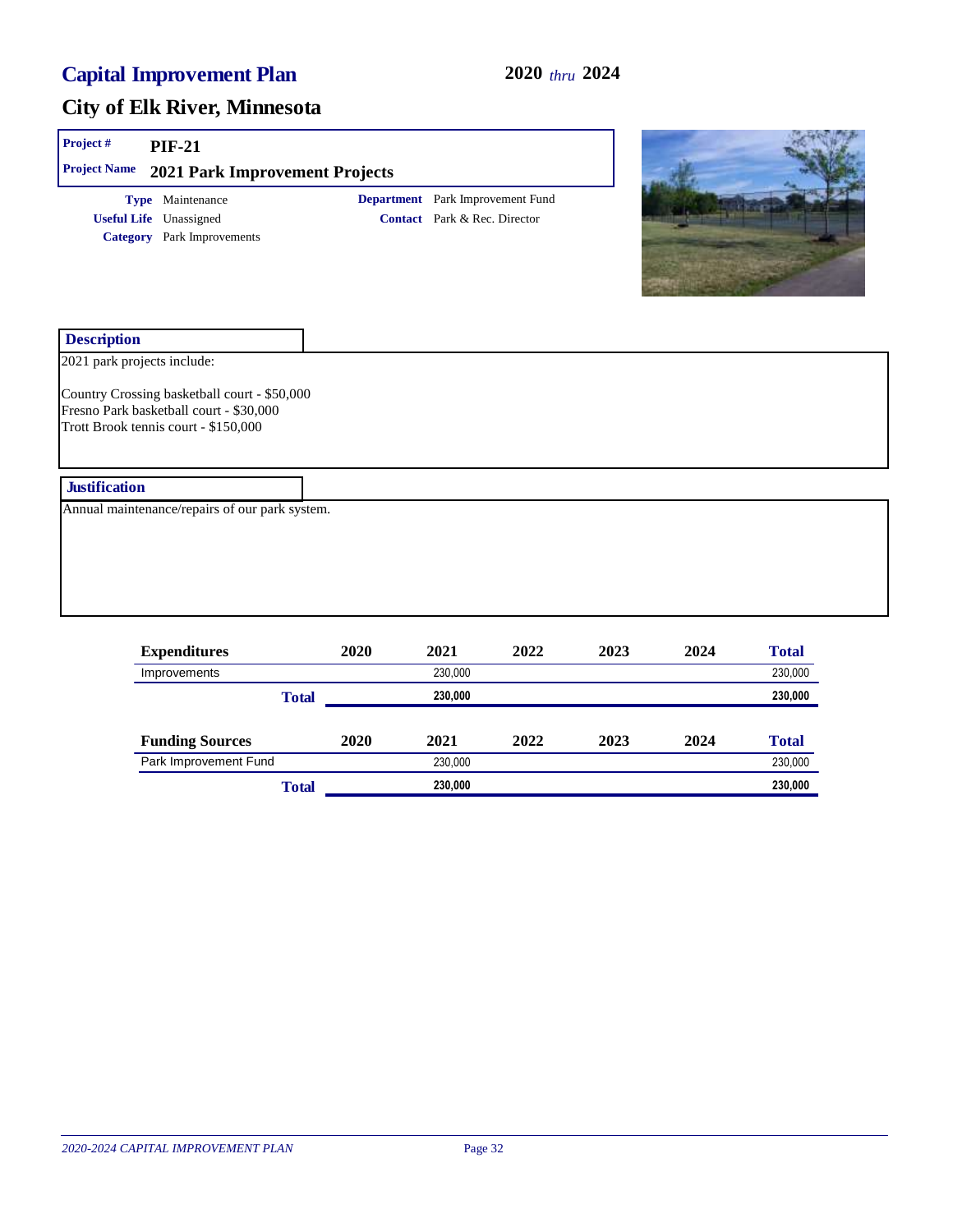# Capital Improvement Plan

**2020** *thru* **2024**

## City of Elk River, Minnesota

**Project #** PIF-21

**Project Name** 2021 Park Improvement Projects

**Type** Maintenance
**Useful Life** Unassigned
**Category** Park Improvements

**Department** Park Improvement Fund
**Contact** Park & Rec. Director

### Description

2021 park projects include:

Country Crossing basketball court - $50,000
Fresno Park basketball court - $30,000
Trott Brook tennis court - $150,000

### Justification

Annual maintenance/repairs of our park system.

| Expenditures | 2020 | 2021 | 2022 | 2023 | 2024 | Total |
|---|---|---|---|---|---|---|
| Improvements | | 230,000 | | | | 230,000 |
| **Total** | | **230,000** | | | | **230,000** |

| Funding Sources | 2020 | 2021 | 2022 | 2023 | 2024 | Total |
|---|---|---|---|---|---|---|
| Park Improvement Fund | | 230,000 | | | | 230,000 |
| **Total** | | **230,000** | | | | **230,000** |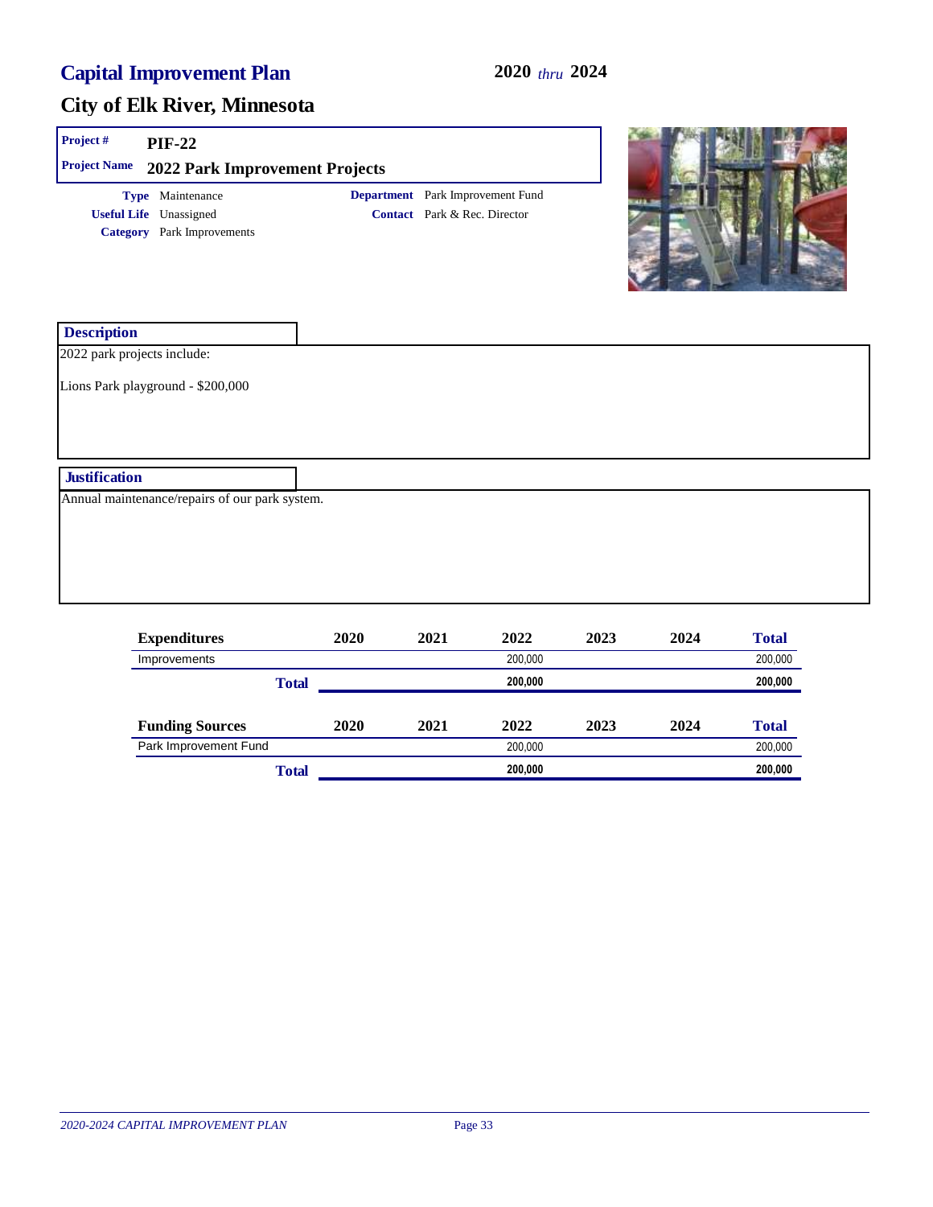# Capital Improvement Plan

**2020** *thru* **2024**

## City of Elk River, Minnesota

**Project #** PIF-22

**Project Name** 2022 Park Improvement Projects

**Type** Maintenance
**Useful Life** Unassigned
**Category** Park Improvements

**Department** Park Improvement Fund
**Contact** Park & Rec. Director

### Description

2022 park projects include:

Lions Park playground - $200,000

### Justification

Annual maintenance/repairs of our park system.

| Expenditures | 2020 | 2021 | 2022 | 2023 | 2024 | Total |
|---|---|---|---|---|---|---|
| Improvements | | | 200,000 | | | 200,000 |
| **Total** | | | **200,000** | | | **200,000** |

| Funding Sources | 2020 | 2021 | 2022 | 2023 | 2024 | Total |
|---|---|---|---|---|---|---|
| Park Improvement Fund | | | 200,000 | | | 200,000 |
| **Total** | | | **200,000** | | | **200,000** |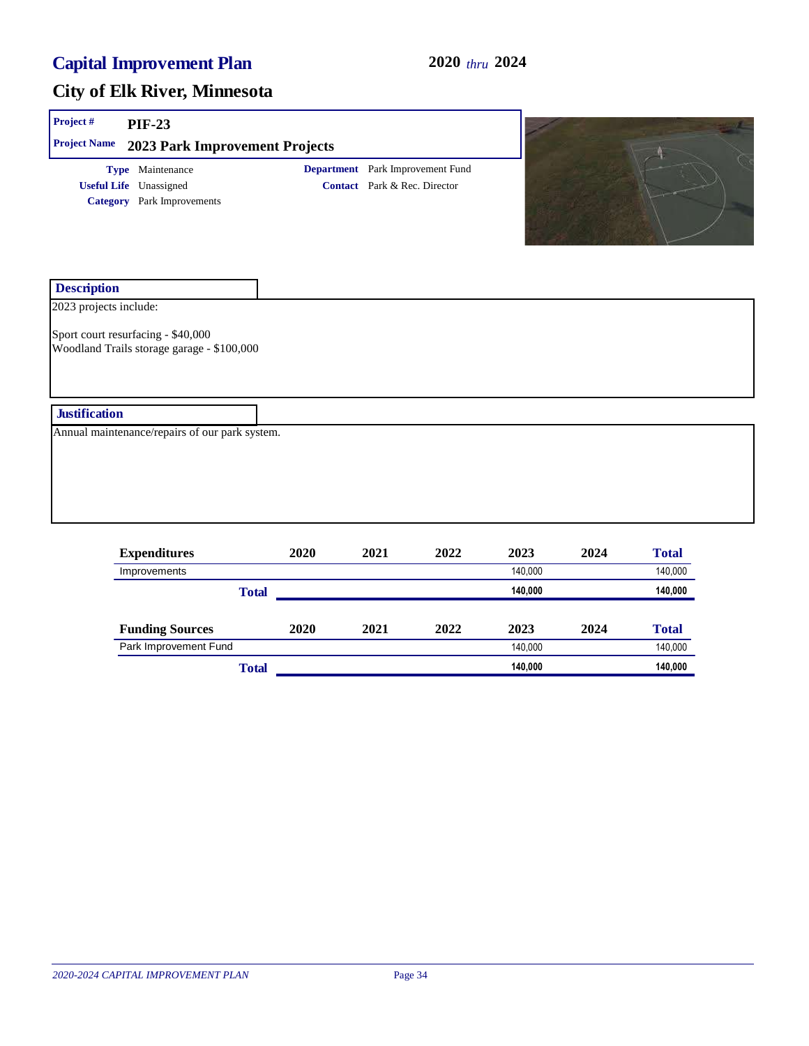# Capital Improvement Plan

**2020** *thru* **2024**

## City of Elk River, Minnesota

**Project #** PIF-23

**Project Name** 2023 Park Improvement Projects

**Type** Maintenance

**Useful Life** Unassigned

**Category** Park Improvements

**Department** Park Improvement Fund

**Contact** Park & Rec. Director

### Description

2023 projects include:

Sport court resurfacing - $40,000
Woodland Trails storage garage - $100,000

### Justification

Annual maintenance/repairs of our park system.

| Expenditures | 2020 | 2021 | 2022 | 2023 | 2024 | Total |
|---|---|---|---|---|---|---|
| Improvements | | | | 140,000 | | 140,000 |
| **Total** | | | | **140,000** | | **140,000** |

| Funding Sources | 2020 | 2021 | 2022 | 2023 | 2024 | Total |
|---|---|---|---|---|---|---|
| Park Improvement Fund | | | | 140,000 | | 140,000 |
| **Total** | | | | **140,000** | | **140,000** |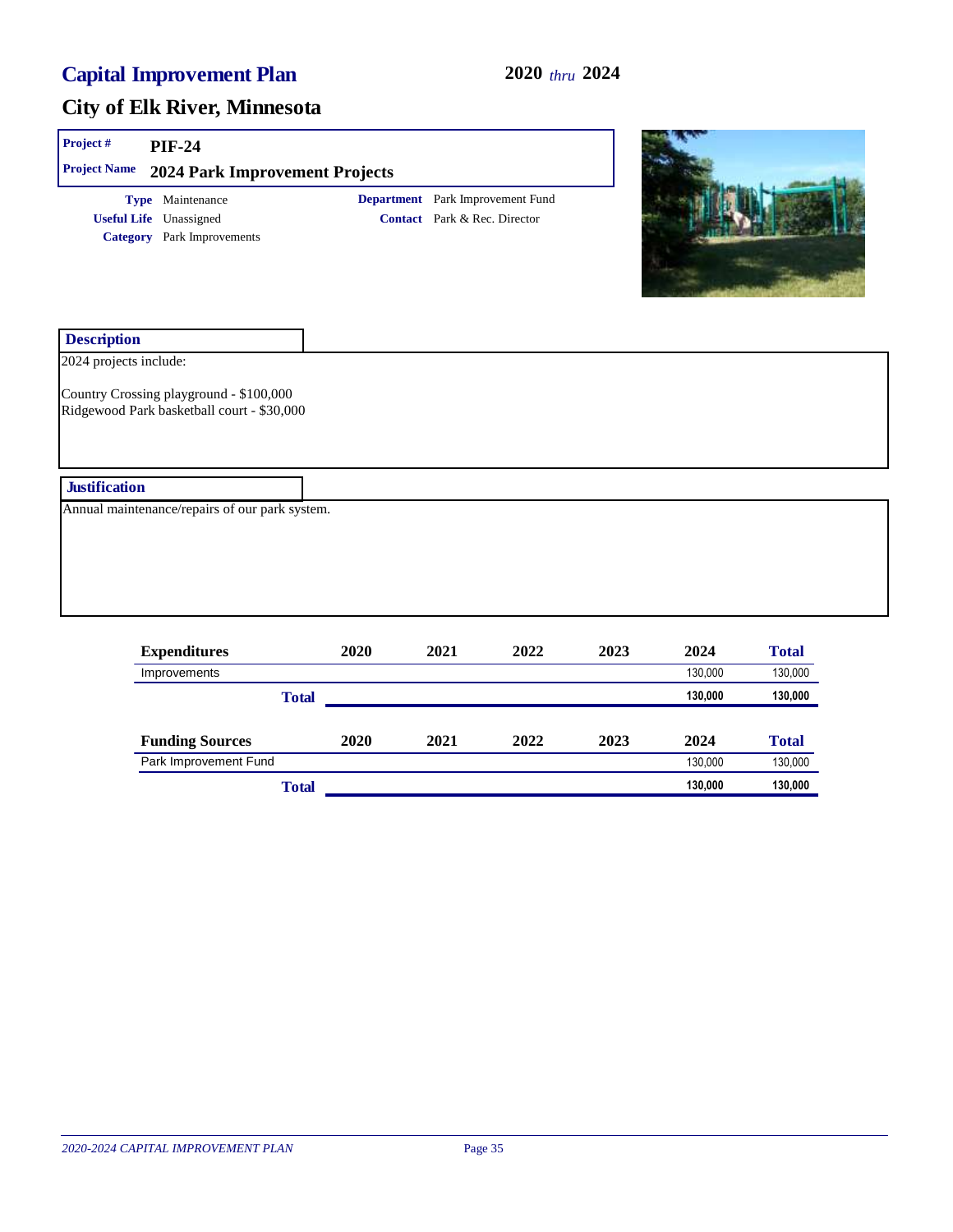# Capital Improvement Plan

**2020** *thru* **2024**

## City of Elk River, Minnesota

**Project #** PIF-24

**Project Name** 2024 Park Improvement Projects

**Type** Maintenance
**Useful Life** Unassigned
**Category** Park Improvements

**Department** Park Improvement Fund
**Contact** Park & Rec. Director

### Description

2024 projects include:

Country Crossing playground - $100,000
Ridgewood Park basketball court - $30,000

### Justification

Annual maintenance/repairs of our park system.

| Expenditures | 2020 | 2021 | 2022 | 2023 | 2024 | Total |
|---|---|---|---|---|---|---|
| Improvements | | | | | 130,000 | 130,000 |
| **Total** | | | | | **130,000** | **130,000** |

| Funding Sources | 2020 | 2021 | 2022 | 2023 | 2024 | Total |
|---|---|---|---|---|---|---|
| Park Improvement Fund | | | | | 130,000 | 130,000 |
| **Total** | | | | | **130,000** | **130,000** |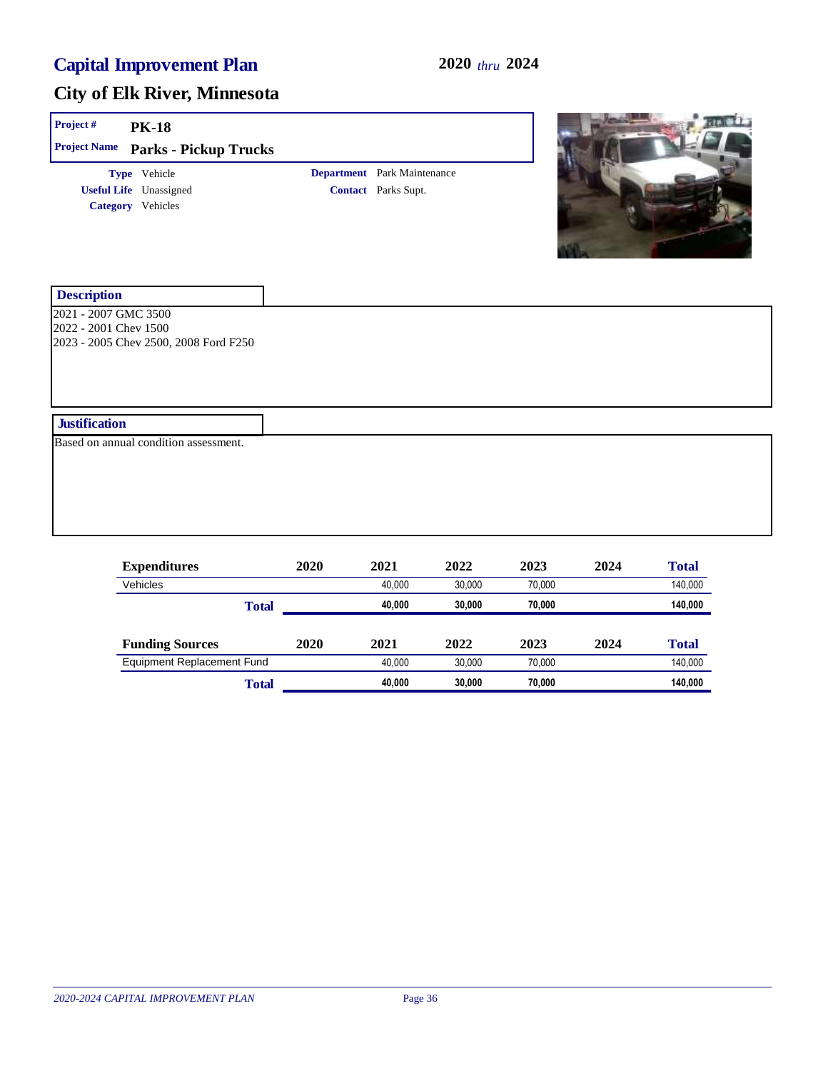# Capital Improvement Plan

**2020** *thru* **2024**

## City of Elk River, Minnesota

**Project #** **PK-18**

**Project Name** **Parks - Pickup Trucks**

**Type** Vehicle
**Useful Life** Unassigned
**Category** Vehicles

**Department** Park Maintenance
**Contact** Parks Supt.

### Description

2021 - 2007 GMC 3500
2022 - 2001 Chev 1500
2023 - 2005 Chev 2500, 2008 Ford F250

### Justification

Based on annual condition assessment.

| Expenditures | 2020 | 2021 | 2022 | 2023 | 2024 | Total |
|---|---|---|---|---|---|---|
| Vehicles | | 40,000 | 30,000 | 70,000 | | 140,000 |
| **Total** | | **40,000** | **30,000** | **70,000** | | **140,000** |

| Funding Sources | 2020 | 2021 | 2022 | 2023 | 2024 | Total |
|---|---|---|---|---|---|---|
| Equipment Replacement Fund | | 40,000 | 30,000 | 70,000 | | 140,000 |
| **Total** | | **40,000** | **30,000** | **70,000** | | **140,000** |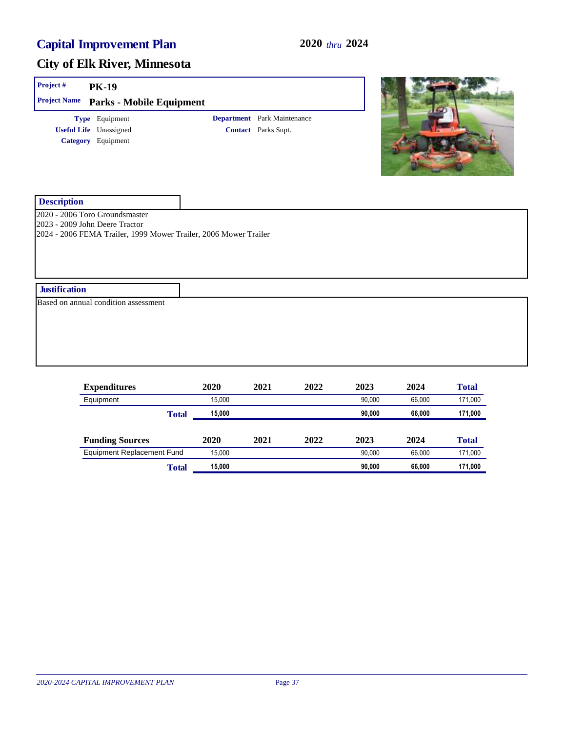# Capital Improvement Plan

**2020** *thru* **2024**

## City of Elk River, Minnesota

**Project #** PK-19

**Project Name** Parks - Mobile Equipment

**Type** Equipment

**Useful Life** Unassigned

**Category** Equipment

**Department** Park Maintenance

**Contact** Parks Supt.

### Description

2020 - 2006 Toro Groundsmaster
2023 - 2009 John Deere Tractor
2024 - 2006 FEMA Trailer, 1999 Mower Trailer, 2006 Mower Trailer

### Justification

Based on annual condition assessment

| Expenditures | 2020 | 2021 | 2022 | 2023 | 2024 | Total |
|---|---|---|---|---|---|---|
| Equipment | 15,000 | | | 90,000 | 66,000 | 171,000 |
| **Total** | **15,000** | | | **90,000** | **66,000** | **171,000** |

| Funding Sources | 2020 | 2021 | 2022 | 2023 | 2024 | Total |
|---|---|---|---|---|---|---|
| Equipment Replacement Fund | 15,000 | | | 90,000 | 66,000 | 171,000 |
| **Total** | **15,000** | | | **90,000** | **66,000** | **171,000** |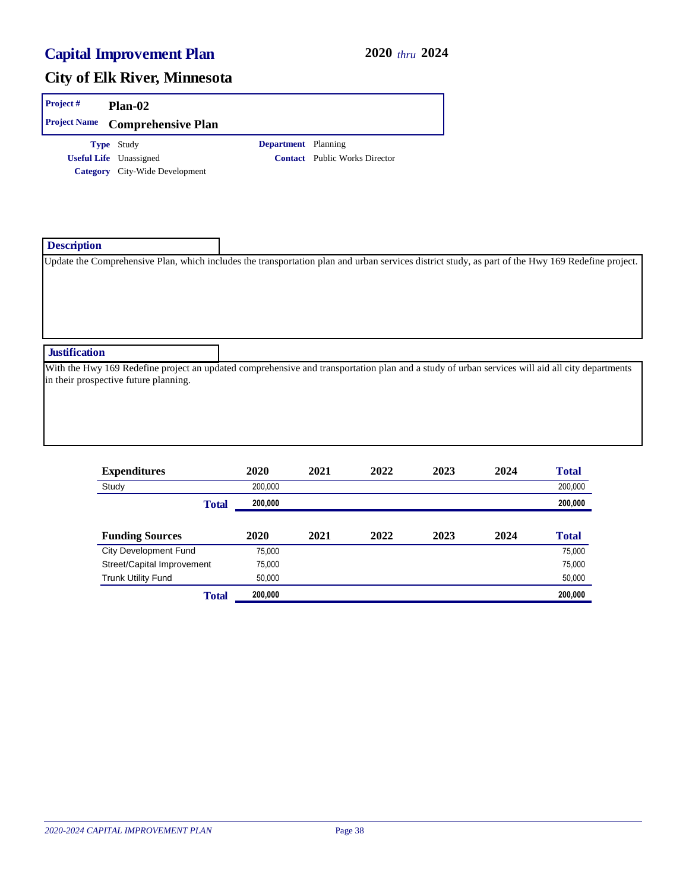# Capital Improvement Plan

**2020** *thru* **2024**

## City of Elk River, Minnesota

**Project #** Plan-02

**Project Name** Comprehensive Plan

**Type** Study

**Useful Life** Unassigned

**Category** City-Wide Development

**Department** Planning

**Contact** Public Works Director

### Description

Update the Comprehensive Plan, which includes the transportation plan and urban services district study, as part of the Hwy 169 Redefine project.

### Justification

With the Hwy 169 Redefine project an updated comprehensive and transportation plan and a study of urban services will aid all city departments in their prospective future planning.

| Expenditures | 2020 | 2021 | 2022 | 2023 | 2024 | Total |
|---|---|---|---|---|---|---|
| Study | 200,000 | | | | | 200,000 |
| **Total** | **200,000** | | | | | **200,000** |

| Funding Sources | 2020 | 2021 | 2022 | 2023 | 2024 | Total |
|---|---|---|---|---|---|---|
| City Development Fund | 75,000 | | | | | 75,000 |
| Street/Capital Improvement | 75,000 | | | | | 75,000 |
| Trunk Utility Fund | 50,000 | | | | | 50,000 |
| **Total** | **200,000** | | | | | **200,000** |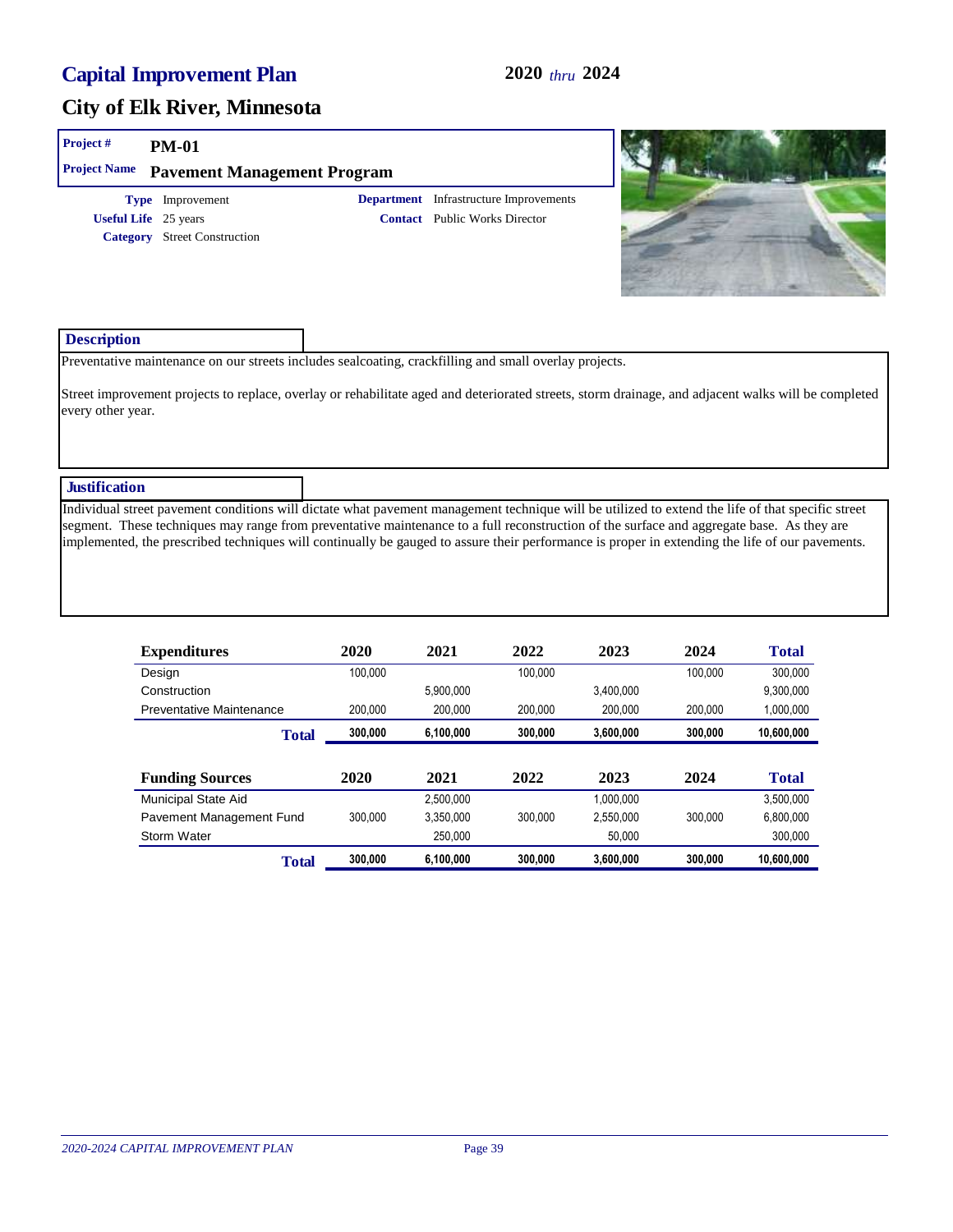# Capital Improvement Plan

**2020** *thru* **2024**

## City of Elk River, Minnesota

**Project #** **PM-01**

**Project Name** **Pavement Management Program**

**Type** Improvement
**Useful Life** 25 years
**Category** Street Construction

**Department** Infrastructure Improvements
**Contact** Public Works Director

### Description

Preventative maintenance on our streets includes sealcoating, crackfilling and small overlay projects.

Street improvement projects to replace, overlay or rehabilitate aged and deteriorated streets, storm drainage, and adjacent walks will be completed every other year.

### Justification

Individual street pavement conditions will dictate what pavement management technique will be utilized to extend the life of that specific street segment. These techniques may range from preventative maintenance to a full reconstruction of the surface and aggregate base. As they are implemented, the prescribed techniques will continually be gauged to assure their performance is proper in extending the life of our pavements.

| Expenditures | 2020 | 2021 | 2022 | 2023 | 2024 | Total |
|---|---|---|---|---|---|---|
| Design | 100,000 | | 100,000 | | 100,000 | 300,000 |
| Construction | | 5,900,000 | | 3,400,000 | | 9,300,000 |
| Preventative Maintenance | 200,000 | 200,000 | 200,000 | 200,000 | 200,000 | 1,000,000 |
| **Total** | **300,000** | **6,100,000** | **300,000** | **3,600,000** | **300,000** | **10,600,000** |

| Funding Sources | 2020 | 2021 | 2022 | 2023 | 2024 | Total |
|---|---|---|---|---|---|---|
| Municipal State Aid | | 2,500,000 | | 1,000,000 | | 3,500,000 |
| Pavement Management Fund | 300,000 | 3,350,000 | 300,000 | 2,550,000 | 300,000 | 6,800,000 |
| Storm Water | | 250,000 | | 50,000 | | 300,000 |
| **Total** | **300,000** | **6,100,000** | **300,000** | **3,600,000** | **300,000** | **10,600,000** |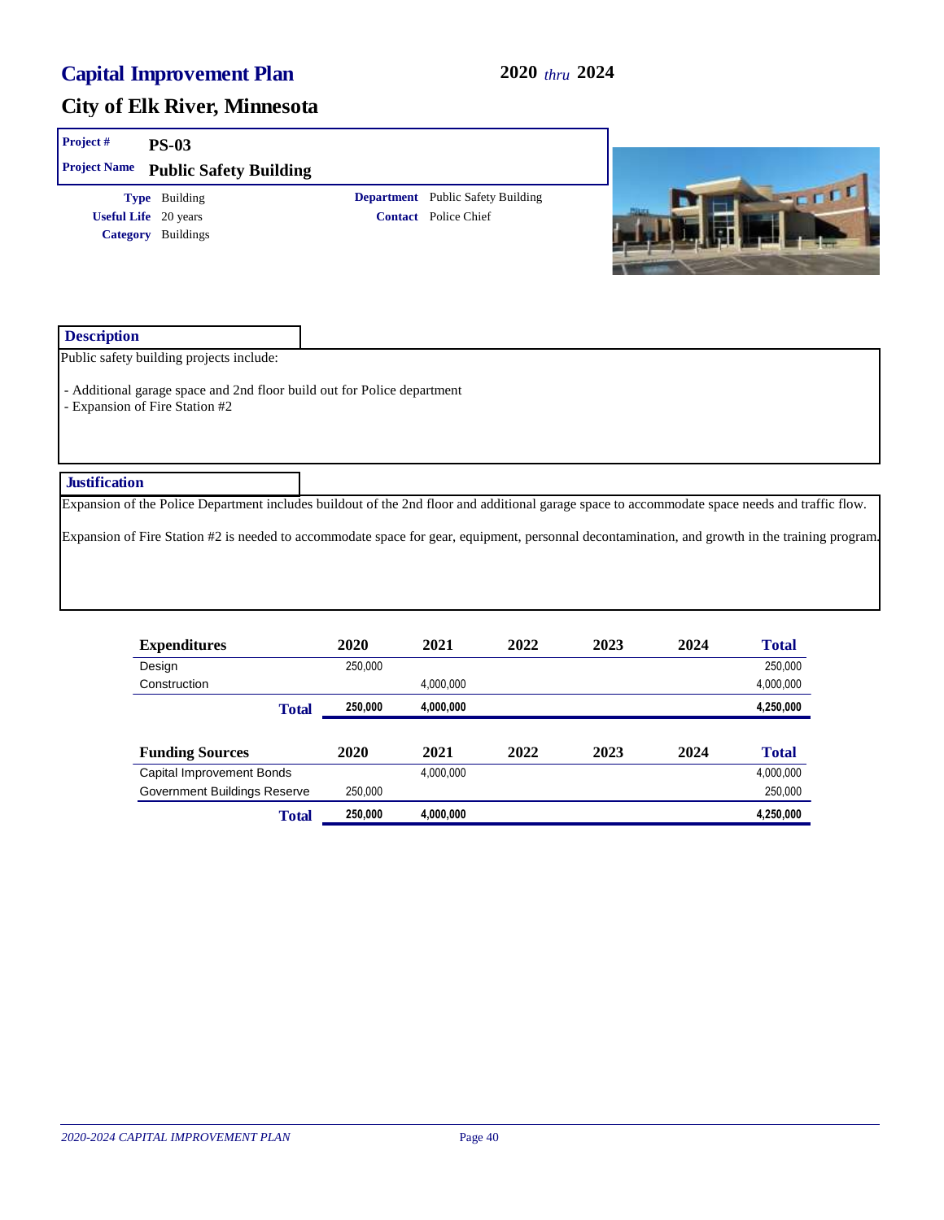# Capital Improvement Plan

**2020** *thru* **2024**

## City of Elk River, Minnesota

**Project #** PS-03

**Project Name** Public Safety Building

**Type** Building

**Useful Life** 20 years

**Category** Buildings

**Department** Public Safety Building

**Contact** Police Chief

### Description

Public safety building projects include:

- Additional garage space and 2nd floor build out for Police department
- Expansion of Fire Station #2

### Justification

Expansion of the Police Department includes buildout of the 2nd floor and additional garage space to accommodate space needs and traffic flow.

Expansion of Fire Station #2 is needed to accommodate space for gear, equipment, personnal decontamination, and growth in the training program.

| Expenditures | 2020 | 2021 | 2022 | 2023 | 2024 | Total |
|---|---|---|---|---|---|---|
| Design | 250,000 | | | | | 250,000 |
| Construction | | 4,000,000 | | | | 4,000,000 |
| **Total** | **250,000** | **4,000,000** | | | | **4,250,000** |

| Funding Sources | 2020 | 2021 | 2022 | 2023 | 2024 | Total |
|---|---|---|---|---|---|---|
| Capital Improvement Bonds | | 4,000,000 | | | | 4,000,000 |
| Government Buildings Reserve | 250,000 | | | | | 250,000 |
| **Total** | **250,000** | **4,000,000** | | | | **4,250,000** |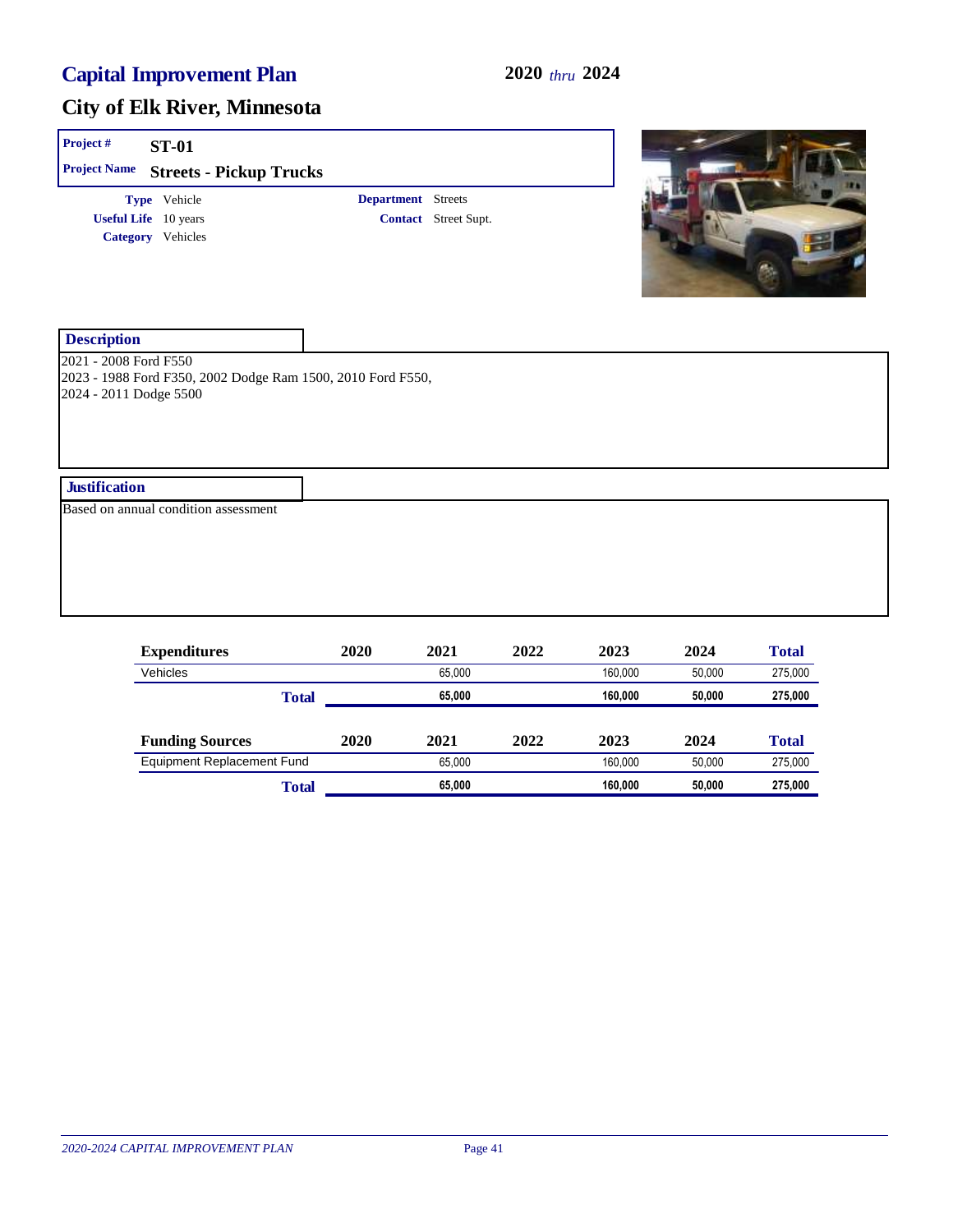# Capital Improvement Plan

**2020** *thru* **2024**

## City of Elk River, Minnesota

**Project #** ST-01

**Project Name** Streets - Pickup Trucks

**Type** Vehicle

**Useful Life** 10 years

**Category** Vehicles

**Department** Streets

**Contact** Street Supt.

### Description

2021 - 2008 Ford F550
2023 - 1988 Ford F350, 2002 Dodge Ram 1500, 2010 Ford F550,
2024 - 2011 Dodge 5500

### Justification

Based on annual condition assessment

| Expenditures | 2020 | 2021 | 2022 | 2023 | 2024 | Total |
|---|---|---|---|---|---|---|
| Vehicles | | 65,000 | | 160,000 | 50,000 | 275,000 |
| **Total** | | **65,000** | | **160,000** | **50,000** | **275,000** |

| Funding Sources | 2020 | 2021 | 2022 | 2023 | 2024 | Total |
|---|---|---|---|---|---|---|
| Equipment Replacement Fund | | 65,000 | | 160,000 | 50,000 | 275,000 |
| **Total** | | **65,000** | | **160,000** | **50,000** | **275,000** |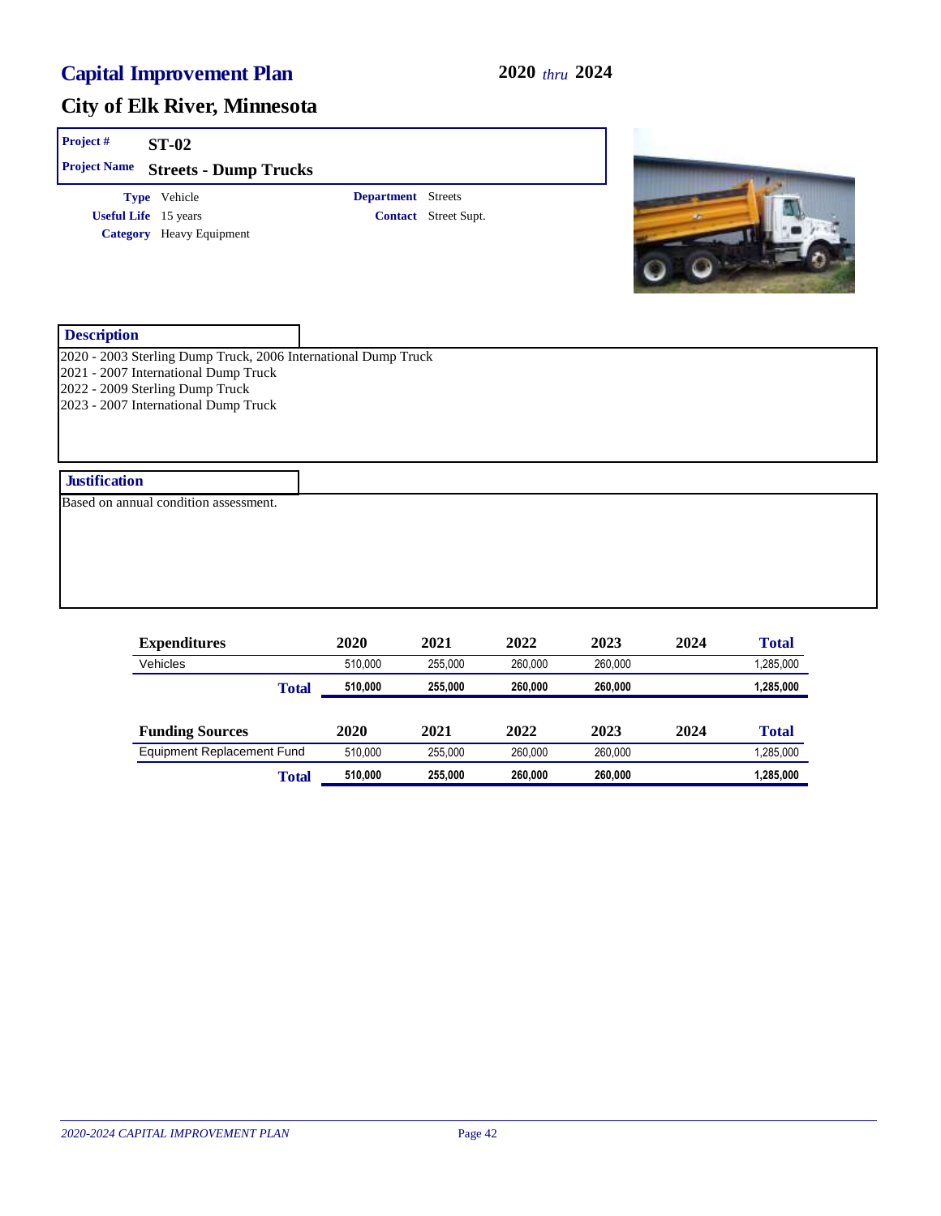# Capital Improvement Plan

**2020** *thru* **2024**

## City of Elk River, Minnesota

**Project #** ST-02

**Project Name** Streets - Dump Trucks

**Type** Vehicle
**Useful Life** 15 years
**Category** Heavy Equipment

**Department** Streets
**Contact** Street Supt.

### Description

2020 - 2003 Sterling Dump Truck, 2006 International Dump Truck
2021 - 2007 International Dump Truck
2022 - 2009 Sterling Dump Truck
2023 - 2007 International Dump Truck

### Justification

Based on annual condition assessment.

| Expenditures | 2020 | 2021 | 2022 | 2023 | 2024 | Total |
|---|---|---|---|---|---|---|
| Vehicles | 510,000 | 255,000 | 260,000 | 260,000 | | 1,285,000 |
| **Total** | **510,000** | **255,000** | **260,000** | **260,000** | | **1,285,000** |

| Funding Sources | 2020 | 2021 | 2022 | 2023 | 2024 | Total |
|---|---|---|---|---|---|---|
| Equipment Replacement Fund | 510,000 | 255,000 | 260,000 | 260,000 | | 1,285,000 |
| **Total** | **510,000** | **255,000** | **260,000** | **260,000** | | **1,285,000** |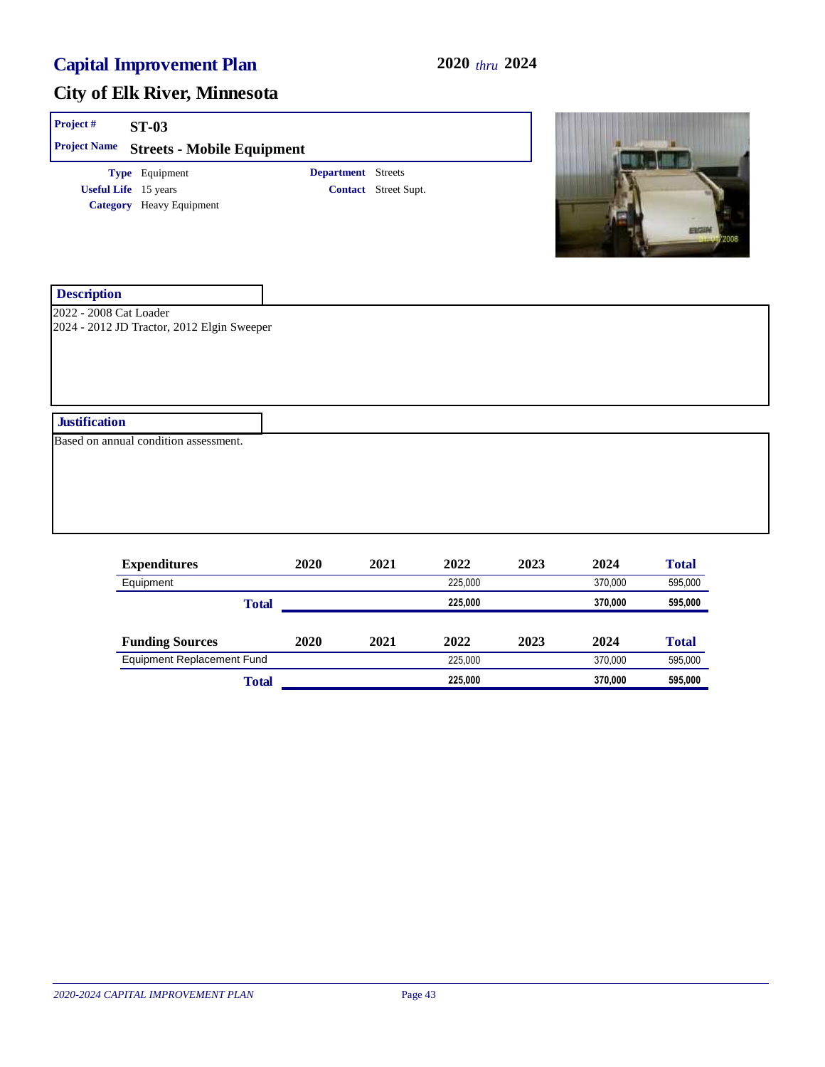# Capital Improvement Plan

**2020** *thru* **2024**

## City of Elk River, Minnesota

| | |
|---|---|
| **Project #** | **ST-03** |
| **Project Name** | **Streets - Mobile Equipment** |

**Type** Equipment
**Useful Life** 15 years
**Category** Heavy Equipment

**Department** Streets
**Contact** Street Supt.

### Description

2022 - 2008 Cat Loader
2024 - 2012 JD Tractor, 2012 Elgin Sweeper

### Justification

Based on annual condition assessment.

| Expenditures | 2020 | 2021 | 2022 | 2023 | 2024 | Total |
|---|---|---|---|---|---|---|
| Equipment | | | 225,000 | | 370,000 | 595,000 |
| **Total** | | | **225,000** | | **370,000** | **595,000** |

| Funding Sources | 2020 | 2021 | 2022 | 2023 | 2024 | Total |
|---|---|---|---|---|---|---|
| Equipment Replacement Fund | | | 225,000 | | 370,000 | 595,000 |
| **Total** | | | **225,000** | | **370,000** | **595,000** |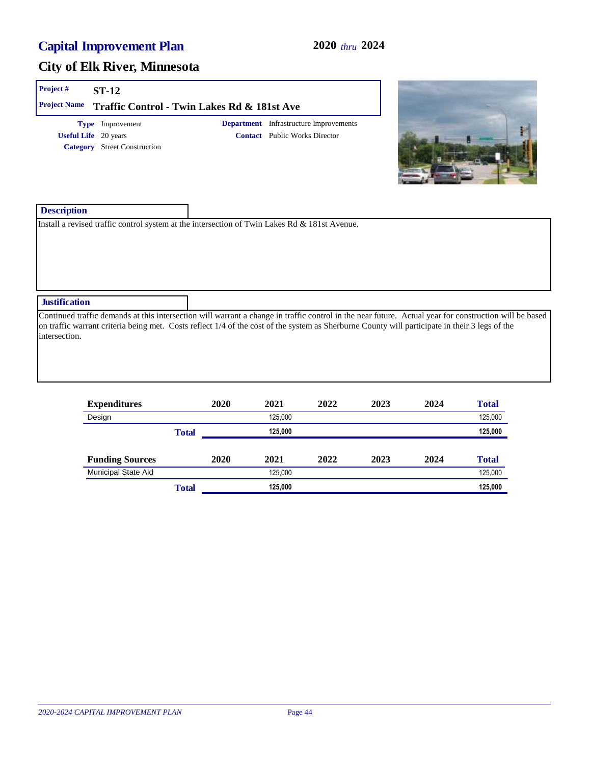# Capital Improvement Plan

**2020** *thru* **2024**

## City of Elk River, Minnesota

**Project #** ST-12

**Project Name** Traffic Control - Twin Lakes Rd & 181st Ave

**Type** Improvement

**Useful Life** 20 years

**Category** Street Construction

**Department** Infrastructure Improvements

**Contact** Public Works Director

### Description

Install a revised traffic control system at the intersection of Twin Lakes Rd & 181st Avenue.

### Justification

Continued traffic demands at this intersection will warrant a change in traffic control in the near future. Actual year for construction will be based on traffic warrant criteria being met. Costs reflect 1/4 of the cost of the system as Sherburne County will participate in their 3 legs of the intersection.

| Expenditures | 2020 | 2021 | 2022 | 2023 | 2024 | Total |
|---|---|---|---|---|---|---|
| Design | | 125,000 | | | | 125,000 |
| **Total** | | **125,000** | | | | **125,000** |

| Funding Sources | 2020 | 2021 | 2022 | 2023 | 2024 | Total |
|---|---|---|---|---|---|---|
| Municipal State Aid | | 125,000 | | | | 125,000 |
| **Total** | | **125,000** | | | | **125,000** |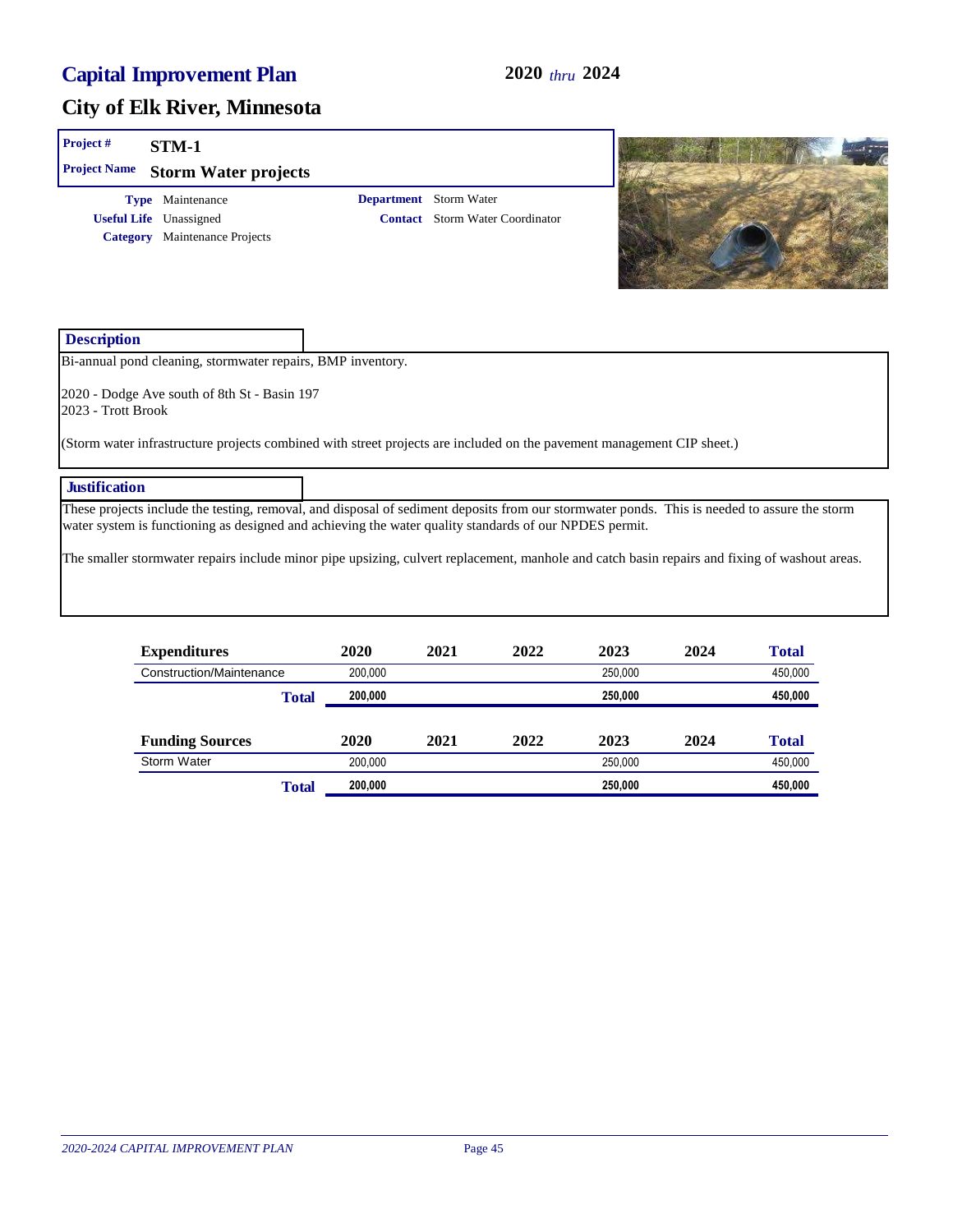# Capital Improvement Plan

**2020** *thru* **2024**

## City of Elk River, Minnesota

**Project #** STM-1

**Project Name** Storm Water projects

**Type** Maintenance

**Useful Life** Unassigned

**Category** Maintenance Projects

**Department** Storm Water

**Contact** Storm Water Coordinator

### Description

Bi-annual pond cleaning, stormwater repairs, BMP inventory.

2020 - Dodge Ave south of 8th St - Basin 197
2023 - Trott Brook

(Storm water infrastructure projects combined with street projects are included on the pavement management CIP sheet.)

### Justification

These projects include the testing, removal, and disposal of sediment deposits from our stormwater ponds. This is needed to assure the storm water system is functioning as designed and achieving the water quality standards of our NPDES permit.

The smaller stormwater repairs include minor pipe upsizing, culvert replacement, manhole and catch basin repairs and fixing of washout areas.

| Expenditures | 2020 | 2021 | 2022 | 2023 | 2024 | Total |
|---|---|---|---|---|---|---|
| Construction/Maintenance | 200,000 | | | 250,000 | | 450,000 |
| **Total** | **200,000** | | | **250,000** | | **450,000** |

| Funding Sources | 2020 | 2021 | 2022 | 2023 | 2024 | Total |
|---|---|---|---|---|---|---|
| Storm Water | 200,000 | | | 250,000 | | 450,000 |
| **Total** | **200,000** | | | **250,000** | | **450,000** |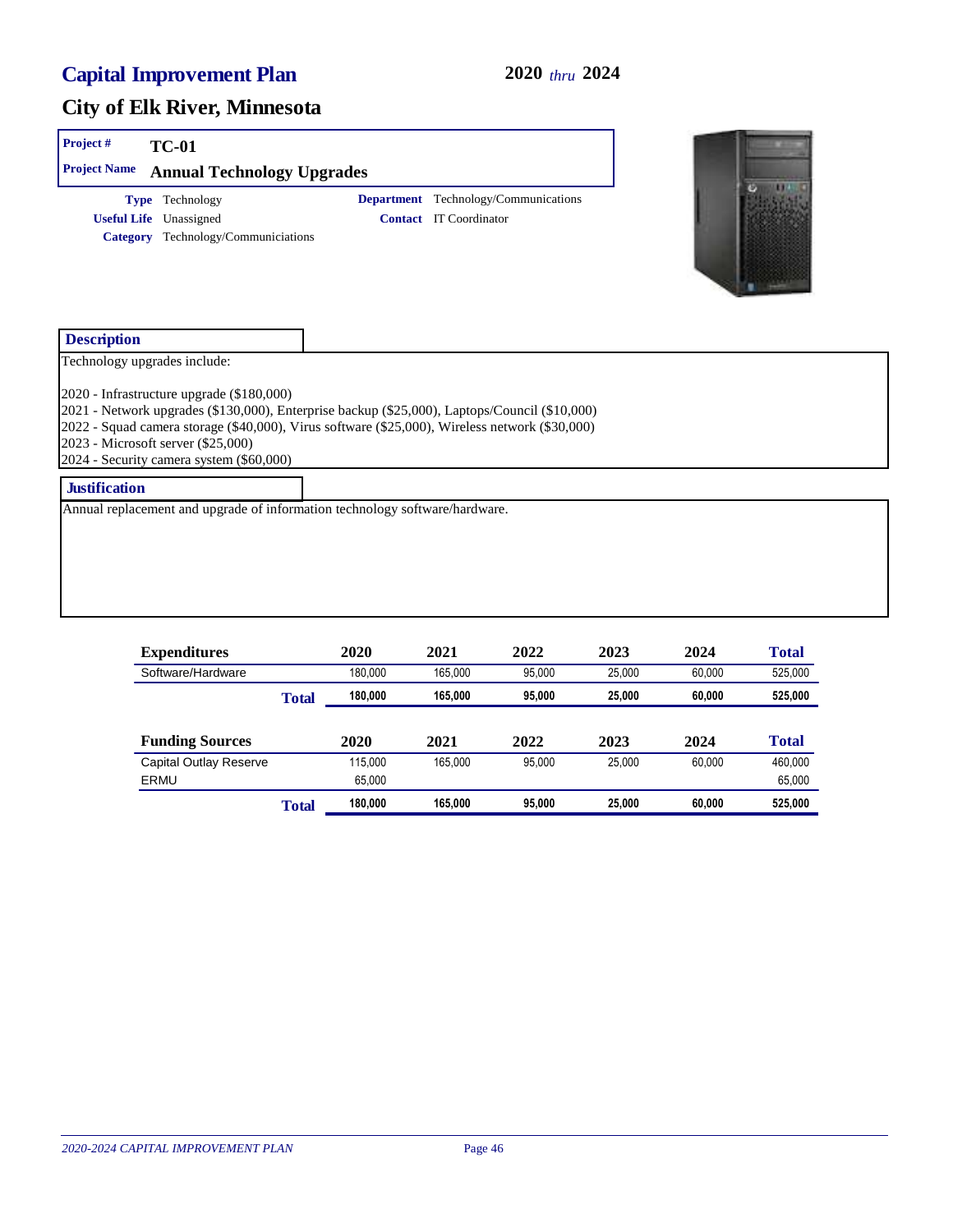# Capital Improvement Plan

**2020** *thru* **2024**

## City of Elk River, Minnesota

**Project #** **TC-01**

**Project Name** **Annual Technology Upgrades**

**Type** Technology
**Useful Life** Unassigned
**Category** Technology/Communiciations

**Department** Technology/Communications
**Contact** IT Coordinator

### Description

Technology upgrades include:

2020 - Infrastructure upgrade ($180,000)
2021 - Network upgrades ($130,000), Enterprise backup ($25,000), Laptops/Council ($10,000)
2022 - Squad camera storage ($40,000), Virus software ($25,000), Wireless network ($30,000)
2023 - Microsoft server ($25,000)
2024 - Security camera system ($60,000)

### Justification

Annual replacement and upgrade of information technology software/hardware.

| Expenditures | 2020 | 2021 | 2022 | 2023 | 2024 | Total |
|---|---|---|---|---|---|---|
| Software/Hardware | 180,000 | 165,000 | 95,000 | 25,000 | 60,000 | 525,000 |
| **Total** | **180,000** | **165,000** | **95,000** | **25,000** | **60,000** | **525,000** |

| Funding Sources | 2020 | 2021 | 2022 | 2023 | 2024 | Total |
|---|---|---|---|---|---|---|
| Capital Outlay Reserve | 115,000 | 165,000 | 95,000 | 25,000 | 60,000 | 460,000 |
| ERMU | 65,000 | | | | | 65,000 |
| **Total** | **180,000** | **165,000** | **95,000** | **25,000** | **60,000** | **525,000** |